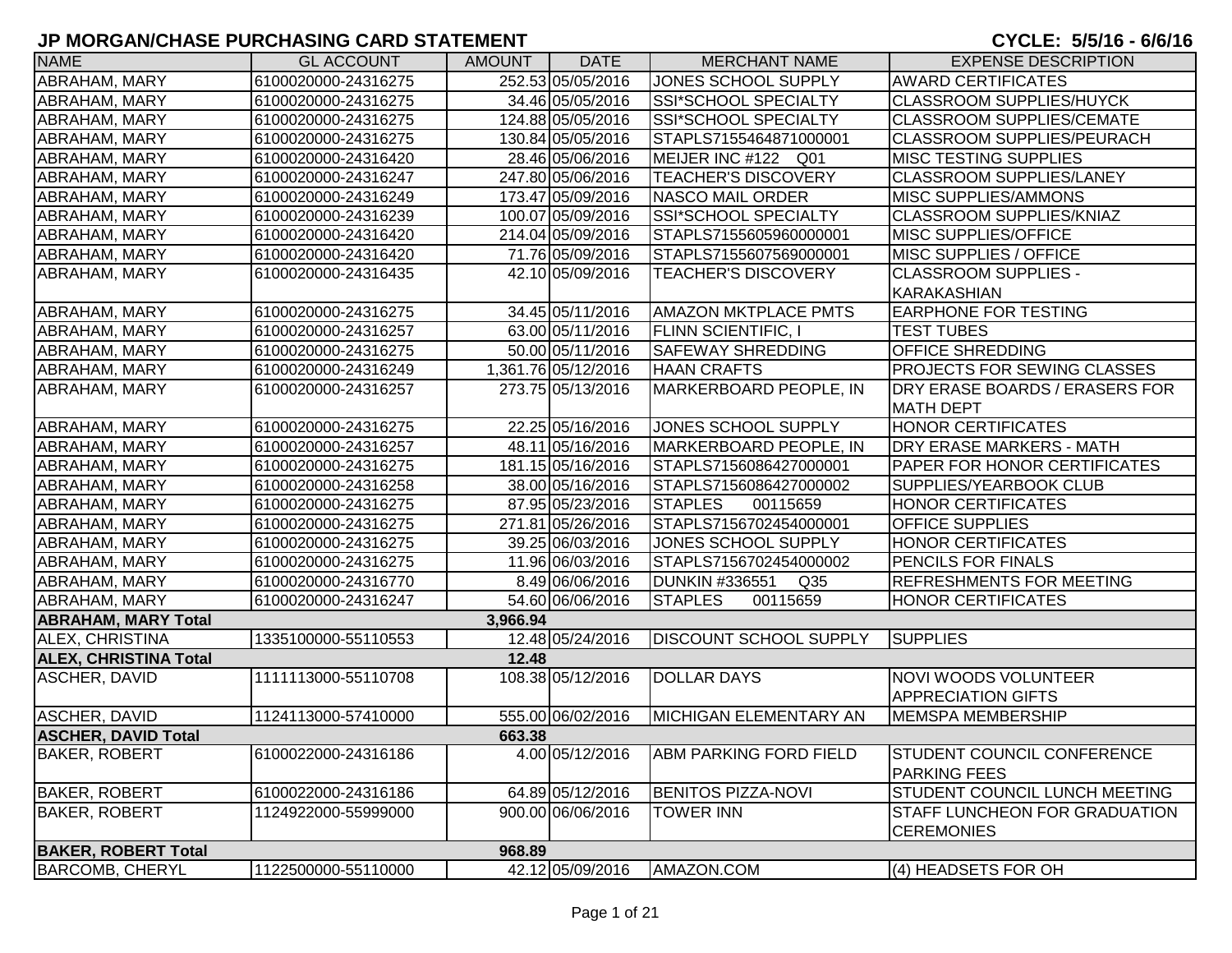# JP MORGAN/CHASE PURCHASING CARD STATEMENT

**CYCLE: 5/5/16 - 6/6/16**

| NAME | GL ACCOUNT | AMOUNT | DATE | MERCHANT NAME | EXPENSE DESCRIPTION |
|---|---|---|---|---|---|
| ABRAHAM, MARY | 6100020000-24316275 | 252.53 | 05/05/2016 | JONES SCHOOL SUPPLY | AWARD CERTIFICATES |
| ABRAHAM, MARY | 6100020000-24316275 | 34.46 | 05/05/2016 | SSI*SCHOOL SPECIALTY | CLASSROOM SUPPLIES/HUYCK |
| ABRAHAM, MARY | 6100020000-24316275 | 124.88 | 05/05/2016 | SSI*SCHOOL SPECIALTY | CLASSROOM SUPPLIES/CEMATE |
| ABRAHAM, MARY | 6100020000-24316275 | 130.84 | 05/05/2016 | STAPLS7155464871000001 | CLASSROOM SUPPLIES/PEURACH |
| ABRAHAM, MARY | 6100020000-24316420 | 28.46 | 05/06/2016 | MEIJER INC #122 Q01 | MISC TESTING SUPPLIES |
| ABRAHAM, MARY | 6100020000-24316247 | 247.80 | 05/06/2016 | TEACHER'S DISCOVERY | CLASSROOM SUPPLIES/LANEY |
| ABRAHAM, MARY | 6100020000-24316249 | 173.47 | 05/09/2016 | NASCO MAIL ORDER | MISC SUPPLIES/AMMONS |
| ABRAHAM, MARY | 6100020000-24316239 | 100.07 | 05/09/2016 | SSI*SCHOOL SPECIALTY | CLASSROOM SUPPLIES/KNIAZ |
| ABRAHAM, MARY | 6100020000-24316420 | 214.04 | 05/09/2016 | STAPLS7155605960000001 | MISC SUPPLIES/OFFICE |
| ABRAHAM, MARY | 6100020000-24316420 | 71.76 | 05/09/2016 | STAPLS7155607569000001 | MISC SUPPLIES / OFFICE |
| ABRAHAM, MARY | 6100020000-24316435 | 42.10 | 05/09/2016 | TEACHER'S DISCOVERY | CLASSROOM SUPPLIES - KARAKASHIAN |
| ABRAHAM, MARY | 6100020000-24316275 | 34.45 | 05/11/2016 | AMAZON MKTPLACE PMTS | EARPHONE FOR TESTING |
| ABRAHAM, MARY | 6100020000-24316257 | 63.00 | 05/11/2016 | FLINN SCIENTIFIC, I | TEST TUBES |
| ABRAHAM, MARY | 6100020000-24316275 | 50.00 | 05/11/2016 | SAFEWAY SHREDDING | OFFICE SHREDDING |
| ABRAHAM, MARY | 6100020000-24316249 | 1,361.76 | 05/12/2016 | HAAN CRAFTS | PROJECTS FOR SEWING CLASSES |
| ABRAHAM, MARY | 6100020000-24316257 | 273.75 | 05/13/2016 | MARKERBOARD PEOPLE, IN | DRY ERASE BOARDS / ERASERS FOR MATH DEPT |
| ABRAHAM, MARY | 6100020000-24316275 | 22.25 | 05/16/2016 | JONES SCHOOL SUPPLY | HONOR CERTIFICATES |
| ABRAHAM, MARY | 6100020000-24316257 | 48.11 | 05/16/2016 | MARKERBOARD PEOPLE, IN | DRY ERASE MARKERS - MATH |
| ABRAHAM, MARY | 6100020000-24316275 | 181.15 | 05/16/2016 | STAPLS7156086427000001 | PAPER FOR HONOR CERTIFICATES |
| ABRAHAM, MARY | 6100020000-24316258 | 38.00 | 05/16/2016 | STAPLS7156086427000002 | SUPPLIES/YEARBOOK CLUB |
| ABRAHAM, MARY | 6100020000-24316275 | 87.95 | 05/23/2016 | STAPLES 00115659 | HONOR CERTIFICATES |
| ABRAHAM, MARY | 6100020000-24316275 | 271.81 | 05/26/2016 | STAPLS7156702454000001 | OFFICE SUPPLIES |
| ABRAHAM, MARY | 6100020000-24316275 | 39.25 | 06/03/2016 | JONES SCHOOL SUPPLY | HONOR CERTIFICATES |
| ABRAHAM, MARY | 6100020000-24316275 | 11.96 | 06/03/2016 | STAPLS7156702454000002 | PENCILS FOR FINALS |
| ABRAHAM, MARY | 6100020000-24316770 | 8.49 | 06/06/2016 | DUNKIN #336551 Q35 | REFRESHMENTS FOR MEETING |
| ABRAHAM, MARY | 6100020000-24316247 | 54.60 | 06/06/2016 | STAPLES 00115659 | HONOR CERTIFICATES |
| **ABRAHAM, MARY Total** | | **3,966.94** | | | |
| ALEX, CHRISTINA | 1335100000-55110553 | 12.48 | 05/24/2016 | DISCOUNT SCHOOL SUPPLY | SUPPLIES |
| **ALEX, CHRISTINA Total** | | **12.48** | | | |
| ASCHER, DAVID | 1111113000-55110708 | 108.38 | 05/12/2016 | DOLLAR DAYS | NOVI WOODS VOLUNTEER APPRECIATION GIFTS |
| ASCHER, DAVID | 1124113000-57410000 | 555.00 | 06/02/2016 | MICHIGAN ELEMENTARY AN | MEMSPA MEMBERSHIP |
| **ASCHER, DAVID Total** | | **663.38** | | | |
| BAKER, ROBERT | 6100022000-24316186 | 4.00 | 05/12/2016 | ABM PARKING FORD FIELD | STUDENT COUNCIL CONFERENCE PARKING FEES |
| BAKER, ROBERT | 6100022000-24316186 | 64.89 | 05/12/2016 | BENITOS PIZZA-NOVI | STUDENT COUNCIL LUNCH MEETING |
| BAKER, ROBERT | 1124922000-55999000 | 900.00 | 06/06/2016 | TOWER INN | STAFF LUNCHEON FOR GRADUATION CEREMONIES |
| **BAKER, ROBERT Total** | | **968.89** | | | |
| BARCOMB, CHERYL | 1122500000-55110000 | 42.12 | 05/09/2016 | AMAZON.COM | (4) HEADSETS FOR OH |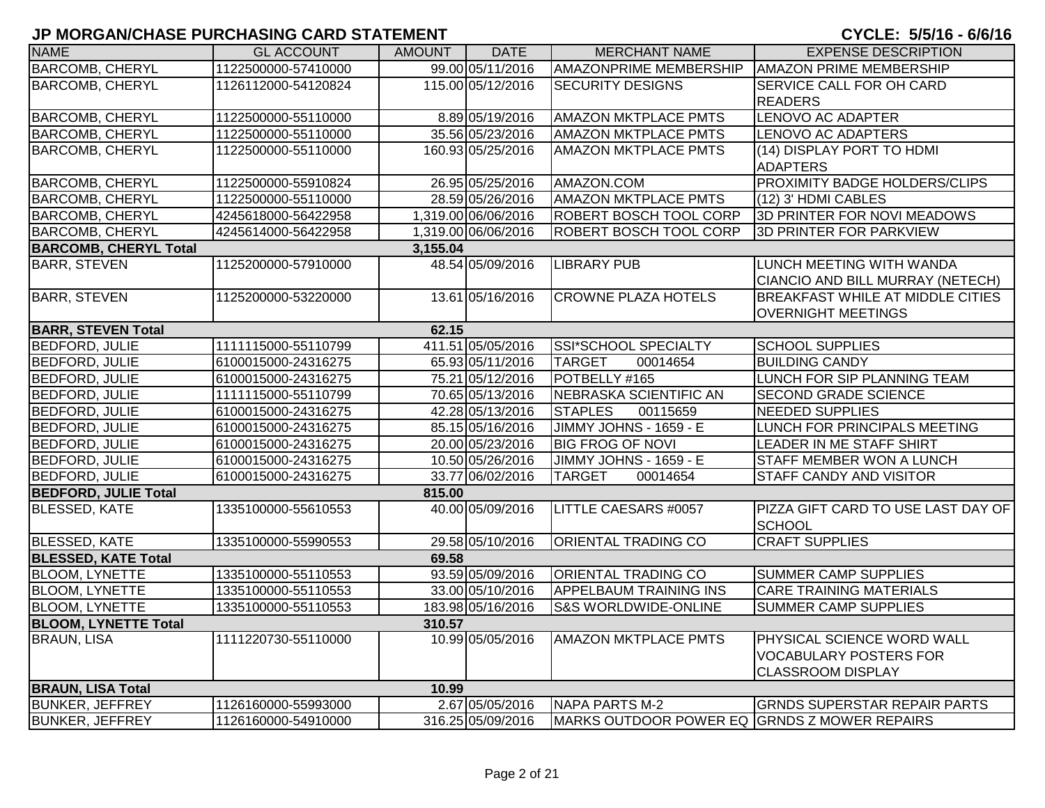## JP MORGAN/CHASE PURCHASING CARD STATEMENT

**CYCLE: 5/5/16 - 6/6/16**

| NAME | GL ACCOUNT | AMOUNT | DATE | MERCHANT NAME | EXPENSE DESCRIPTION |
|---|---|---|---|---|---|
| BARCOMB, CHERYL | 1122500000-57410000 | 99.00 | 05/11/2016 | AMAZONPRIME MEMBERSHIP | AMAZON PRIME MEMBERSHIP |
| BARCOMB, CHERYL | 1126112000-54120824 | 115.00 | 05/12/2016 | SECURITY DESIGNS | SERVICE CALL FOR OH CARD READERS |
| BARCOMB, CHERYL | 1122500000-55110000 | 8.89 | 05/19/2016 | AMAZON MKTPLACE PMTS | LENOVO AC ADAPTER |
| BARCOMB, CHERYL | 1122500000-55110000 | 35.56 | 05/23/2016 | AMAZON MKTPLACE PMTS | LENOVO AC ADAPTERS |
| BARCOMB, CHERYL | 1122500000-55110000 | 160.93 | 05/25/2016 | AMAZON MKTPLACE PMTS | (14) DISPLAY PORT TO HDMI ADAPTERS |
| BARCOMB, CHERYL | 1122500000-55910824 | 26.95 | 05/25/2016 | AMAZON.COM | PROXIMITY BADGE HOLDERS/CLIPS |
| BARCOMB, CHERYL | 1122500000-55110000 | 28.59 | 05/26/2016 | AMAZON MKTPLACE PMTS | (12) 3' HDMI CABLES |
| BARCOMB, CHERYL | 4245618000-56422958 | 1,319.00 | 06/06/2016 | ROBERT BOSCH TOOL CORP | 3D PRINTER FOR NOVI MEADOWS |
| BARCOMB, CHERYL | 4245614000-56422958 | 1,319.00 | 06/06/2016 | ROBERT BOSCH TOOL CORP | 3D PRINTER FOR PARKVIEW |
| **BARCOMB, CHERYL Total** | | **3,155.04** | | | |
| BARR, STEVEN | 1125200000-57910000 | 48.54 | 05/09/2016 | LIBRARY PUB | LUNCH MEETING WITH WANDA CIANCIO AND BILL MURRAY (NETECH) |
| BARR, STEVEN | 1125200000-53220000 | 13.61 | 05/16/2016 | CROWNE PLAZA HOTELS | BREAKFAST WHILE AT MIDDLE CITIES OVERNIGHT MEETINGS |
| **BARR, STEVEN Total** | | **62.15** | | | |
| BEDFORD, JULIE | 1111115000-55110799 | 411.51 | 05/05/2016 | SSI*SCHOOL SPECIALTY | SCHOOL SUPPLIES |
| BEDFORD, JULIE | 6100015000-24316275 | 65.93 | 05/11/2016 | TARGET 00014654 | BUILDING CANDY |
| BEDFORD, JULIE | 6100015000-24316275 | 75.21 | 05/12/2016 | POTBELLY #165 | LUNCH FOR SIP PLANNING TEAM |
| BEDFORD, JULIE | 1111115000-55110799 | 70.65 | 05/13/2016 | NEBRASKA SCIENTIFIC AN | SECOND GRADE SCIENCE |
| BEDFORD, JULIE | 6100015000-24316275 | 42.28 | 05/13/2016 | STAPLES 00115659 | NEEDED SUPPLIES |
| BEDFORD, JULIE | 6100015000-24316275 | 85.15 | 05/16/2016 | JIMMY JOHNS - 1659 - E | LUNCH FOR PRINCIPALS MEETING |
| BEDFORD, JULIE | 6100015000-24316275 | 20.00 | 05/23/2016 | BIG FROG OF NOVI | LEADER IN ME STAFF SHIRT |
| BEDFORD, JULIE | 6100015000-24316275 | 10.50 | 05/26/2016 | JIMMY JOHNS - 1659 - E | STAFF MEMBER WON A LUNCH |
| BEDFORD, JULIE | 6100015000-24316275 | 33.77 | 06/02/2016 | TARGET 00014654 | STAFF CANDY AND VISITOR |
| **BEDFORD, JULIE Total** | | **815.00** | | | |
| BLESSED, KATE | 1335100000-55610553 | 40.00 | 05/09/2016 | LITTLE CAESARS #0057 | PIZZA GIFT CARD TO USE LAST DAY OF SCHOOL |
| BLESSED, KATE | 1335100000-55990553 | 29.58 | 05/10/2016 | ORIENTAL TRADING CO | CRAFT SUPPLIES |
| **BLESSED, KATE Total** | | **69.58** | | | |
| BLOOM, LYNETTE | 1335100000-55110553 | 93.59 | 05/09/2016 | ORIENTAL TRADING CO | SUMMER CAMP SUPPLIES |
| BLOOM, LYNETTE | 1335100000-55110553 | 33.00 | 05/10/2016 | APPELBAUM TRAINING INS | CARE TRAINING MATERIALS |
| BLOOM, LYNETTE | 1335100000-55110553 | 183.98 | 05/16/2016 | S&S WORLDWIDE-ONLINE | SUMMER CAMP SUPPLIES |
| **BLOOM, LYNETTE Total** | | **310.57** | | | |
| BRAUN, LISA | 1111220730-55110000 | 10.99 | 05/05/2016 | AMAZON MKTPLACE PMTS | PHYSICAL SCIENCE WORD WALL VOCABULARY POSTERS FOR CLASSROOM DISPLAY |
| **BRAUN, LISA Total** | | **10.99** | | | |
| BUNKER, JEFFREY | 1126160000-55993000 | 2.67 | 05/05/2016 | NAPA PARTS M-2 | GRNDS SUPERSTAR REPAIR PARTS |
| BUNKER, JEFFREY | 1126160000-54910000 | 316.25 | 05/09/2016 | MARKS OUTDOOR POWER EQ | GRNDS Z MOWER REPAIRS |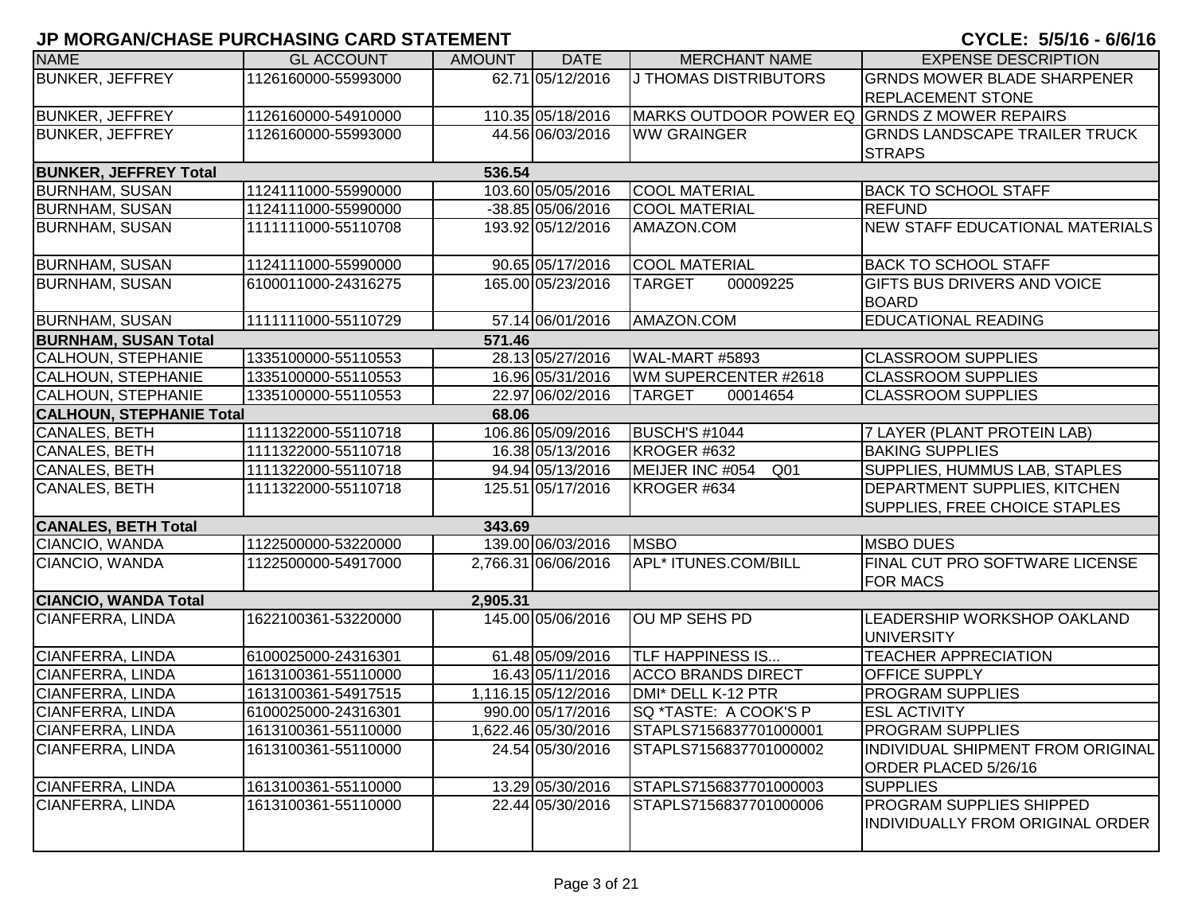# JP MORGAN/CHASE PURCHASING CARD STATEMENT

**CYCLE: 5/5/16 - 6/6/16**

| NAME | GL ACCOUNT | AMOUNT | DATE | MERCHANT NAME | EXPENSE DESCRIPTION |
|---|---|---|---|---|---|
| BUNKER, JEFFREY | 1126160000-55993000 | 62.71 | 05/12/2016 | J THOMAS DISTRIBUTORS | GRNDS MOWER BLADE SHARPENER REPLACEMENT STONE |
| BUNKER, JEFFREY | 1126160000-54910000 | 110.35 | 05/18/2016 | MARKS OUTDOOR POWER EQ | GRNDS Z MOWER REPAIRS |
| BUNKER, JEFFREY | 1126160000-55993000 | 44.56 | 06/03/2016 | WW GRAINGER | GRNDS LANDSCAPE TRAILER TRUCK STRAPS |
| **BUNKER, JEFFREY Total** | | **536.54** | | | |
| BURNHAM, SUSAN | 1124111000-55990000 | 103.60 | 05/05/2016 | COOL MATERIAL | BACK TO SCHOOL STAFF |
| BURNHAM, SUSAN | 1124111000-55990000 | -38.85 | 05/06/2016 | COOL MATERIAL | REFUND |
| BURNHAM, SUSAN | 1111111000-55110708 | 193.92 | 05/12/2016 | AMAZON.COM | NEW STAFF EDUCATIONAL MATERIALS |
| BURNHAM, SUSAN | 1124111000-55990000 | 90.65 | 05/17/2016 | COOL MATERIAL | BACK TO SCHOOL STAFF |
| BURNHAM, SUSAN | 6100011000-24316275 | 165.00 | 05/23/2016 | TARGET 00009225 | GIFTS BUS DRIVERS AND VOICE BOARD |
| BURNHAM, SUSAN | 1111111000-55110729 | 57.14 | 06/01/2016 | AMAZON.COM | EDUCATIONAL READING |
| **BURNHAM, SUSAN Total** | | **571.46** | | | |
| CALHOUN, STEPHANIE | 1335100000-55110553 | 28.13 | 05/27/2016 | WAL-MART #5893 | CLASSROOM SUPPLIES |
| CALHOUN, STEPHANIE | 1335100000-55110553 | 16.96 | 05/31/2016 | WM SUPERCENTER #2618 | CLASSROOM SUPPLIES |
| CALHOUN, STEPHANIE | 1335100000-55110553 | 22.97 | 06/02/2016 | TARGET 00014654 | CLASSROOM SUPPLIES |
| **CALHOUN, STEPHANIE Total** | | **68.06** | | | |
| CANALES, BETH | 1111322000-55110718 | 106.86 | 05/09/2016 | BUSCH'S #1044 | 7 LAYER (PLANT PROTEIN LAB) |
| CANALES, BETH | 1111322000-55110718 | 16.38 | 05/13/2016 | KROGER #632 | BAKING SUPPLIES |
| CANALES, BETH | 1111322000-55110718 | 94.94 | 05/13/2016 | MEIJER INC #054 Q01 | SUPPLIES, HUMMUS LAB, STAPLES |
| CANALES, BETH | 1111322000-55110718 | 125.51 | 05/17/2016 | KROGER #634 | DEPARTMENT SUPPLIES, KITCHEN SUPPLIES, FREE CHOICE STAPLES |
| **CANALES, BETH Total** | | **343.69** | | | |
| CIANCIO, WANDA | 1122500000-53220000 | 139.00 | 06/03/2016 | MSBO | MSBO DUES |
| CIANCIO, WANDA | 1122500000-54917000 | 2,766.31 | 06/06/2016 | APL* ITUNES.COM/BILL | FINAL CUT PRO SOFTWARE LICENSE FOR MACS |
| **CIANCIO, WANDA Total** | | **2,905.31** | | | |
| CIANFERRA, LINDA | 1622100361-53220000 | 145.00 | 05/06/2016 | OU MP SEHS PD | LEADERSHIP WORKSHOP OAKLAND UNIVERSITY |
| CIANFERRA, LINDA | 6100025000-24316301 | 61.48 | 05/09/2016 | TLF HAPPINESS IS... | TEACHER APPRECIATION |
| CIANFERRA, LINDA | 1613100361-55110000 | 16.43 | 05/11/2016 | ACCO BRANDS DIRECT | OFFICE SUPPLY |
| CIANFERRA, LINDA | 1613100361-54917515 | 1,116.15 | 05/12/2016 | DMI* DELL K-12 PTR | PROGRAM SUPPLIES |
| CIANFERRA, LINDA | 6100025000-24316301 | 990.00 | 05/17/2016 | SQ *TASTE: A COOK'S P | ESL ACTIVITY |
| CIANFERRA, LINDA | 1613100361-55110000 | 1,622.46 | 05/30/2016 | STAPLS7156837701000001 | PROGRAM SUPPLIES |
| CIANFERRA, LINDA | 1613100361-55110000 | 24.54 | 05/30/2016 | STAPLS7156837701000002 | INDIVIDUAL SHIPMENT FROM ORIGINAL ORDER PLACED 5/26/16 |
| CIANFERRA, LINDA | 1613100361-55110000 | 13.29 | 05/30/2016 | STAPLS7156837701000003 | SUPPLIES |
| CIANFERRA, LINDA | 1613100361-55110000 | 22.44 | 05/30/2016 | STAPLS7156837701000006 | PROGRAM SUPPLIES SHIPPED INDIVIDUALLY FROM ORIGINAL ORDER |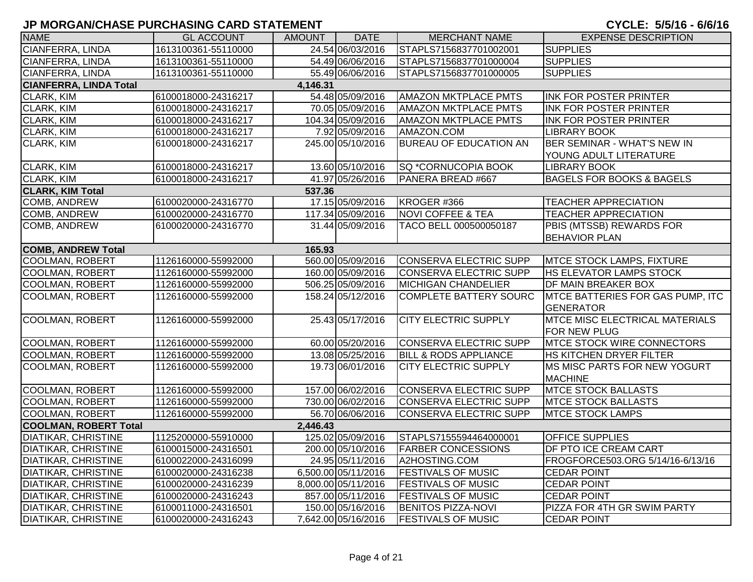## JP MORGAN/CHASE PURCHASING CARD STATEMENT

**CYCLE: 5/5/16 - 6/6/16**

| NAME | GL ACCOUNT | AMOUNT | DATE | MERCHANT NAME | EXPENSE DESCRIPTION |
|---|---|---|---|---|---|
| CIANFERRA, LINDA | 1613100361-55110000 | 24.54 | 06/03/2016 | STAPLS7156837701002001 | SUPPLIES |
| CIANFERRA, LINDA | 1613100361-55110000 | 54.49 | 06/06/2016 | STAPLS7156837701000004 | SUPPLIES |
| CIANFERRA, LINDA | 1613100361-55110000 | 55.49 | 06/06/2016 | STAPLS7156837701000005 | SUPPLIES |
| **CIANFERRA, LINDA Total** | | **4,146.31** | | | |
| CLARK, KIM | 6100018000-24316217 | 54.48 | 05/09/2016 | AMAZON MKTPLACE PMTS | INK FOR POSTER PRINTER |
| CLARK, KIM | 6100018000-24316217 | 70.05 | 05/09/2016 | AMAZON MKTPLACE PMTS | INK FOR POSTER PRINTER |
| CLARK, KIM | 6100018000-24316217 | 104.34 | 05/09/2016 | AMAZON MKTPLACE PMTS | INK FOR POSTER PRINTER |
| CLARK, KIM | 6100018000-24316217 | 7.92 | 05/09/2016 | AMAZON.COM | LIBRARY BOOK |
| CLARK, KIM | 6100018000-24316217 | 245.00 | 05/10/2016 | BUREAU OF EDUCATION AN | BER SEMINAR - WHAT'S NEW IN YOUNG ADULT LITERATURE |
| CLARK, KIM | 6100018000-24316217 | 13.60 | 05/10/2016 | SQ *CORNUCOPIA BOOK | LIBRARY BOOK |
| CLARK, KIM | 6100018000-24316217 | 41.97 | 05/26/2016 | PANERA BREAD #667 | BAGELS FOR BOOKS & BAGELS |
| **CLARK, KIM Total** | | **537.36** | | | |
| COMB, ANDREW | 6100020000-24316770 | 17.15 | 05/09/2016 | KROGER #366 | TEACHER APPRECIATION |
| COMB, ANDREW | 6100020000-24316770 | 117.34 | 05/09/2016 | NOVI COFFEE & TEA | TEACHER APPRECIATION |
| COMB, ANDREW | 6100020000-24316770 | 31.44 | 05/09/2016 | TACO BELL 000500050187 | PBIS (MTSSB) REWARDS FOR BEHAVIOR PLAN |
| **COMB, ANDREW Total** | | **165.93** | | | |
| COOLMAN, ROBERT | 1126160000-55992000 | 560.00 | 05/09/2016 | CONSERVA ELECTRIC SUPP | MTCE STOCK LAMPS, FIXTURE |
| COOLMAN, ROBERT | 1126160000-55992000 | 160.00 | 05/09/2016 | CONSERVA ELECTRIC SUPP | HS ELEVATOR LAMPS STOCK |
| COOLMAN, ROBERT | 1126160000-55992000 | 506.25 | 05/09/2016 | MICHIGAN CHANDELIER | DF MAIN BREAKER BOX |
| COOLMAN, ROBERT | 1126160000-55992000 | 158.24 | 05/12/2016 | COMPLETE BATTERY SOURC | MTCE BATTERIES FOR GAS PUMP, ITC GENERATOR |
| COOLMAN, ROBERT | 1126160000-55992000 | 25.43 | 05/17/2016 | CITY ELECTRIC SUPPLY | MTCE MISC ELECTRICAL MATERIALS FOR NEW PLUG |
| COOLMAN, ROBERT | 1126160000-55992000 | 60.00 | 05/20/2016 | CONSERVA ELECTRIC SUPP | MTCE STOCK WIRE CONNECTORS |
| COOLMAN, ROBERT | 1126160000-55992000 | 13.08 | 05/25/2016 | BILL & RODS APPLIANCE | HS KITCHEN DRYER FILTER |
| COOLMAN, ROBERT | 1126160000-55992000 | 19.73 | 06/01/2016 | CITY ELECTRIC SUPPLY | MS MISC PARTS FOR NEW YOGURT MACHINE |
| COOLMAN, ROBERT | 1126160000-55992000 | 157.00 | 06/02/2016 | CONSERVA ELECTRIC SUPP | MTCE STOCK BALLASTS |
| COOLMAN, ROBERT | 1126160000-55992000 | 730.00 | 06/02/2016 | CONSERVA ELECTRIC SUPP | MTCE STOCK BALLASTS |
| COOLMAN, ROBERT | 1126160000-55992000 | 56.70 | 06/06/2016 | CONSERVA ELECTRIC SUPP | MTCE STOCK LAMPS |
| **COOLMAN, ROBERT Total** | | **2,446.43** | | | |
| DIATIKAR, CHRISTINE | 1125200000-55910000 | 125.02 | 05/09/2016 | STAPLS7155594464000001 | OFFICE SUPPLIES |
| DIATIKAR, CHRISTINE | 6100015000-24316501 | 200.00 | 05/10/2016 | FARBER CONCESSIONS | DF PTO ICE CREAM CART |
| DIATIKAR, CHRISTINE | 6100022000-24316099 | 24.95 | 05/11/2016 | A2HOSTING.COM | FROGFORCE503.ORG 5/14/16-6/13/16 |
| DIATIKAR, CHRISTINE | 6100020000-24316238 | 6,500.00 | 05/11/2016 | FESTIVALS OF MUSIC | CEDAR POINT |
| DIATIKAR, CHRISTINE | 6100020000-24316239 | 8,000.00 | 05/11/2016 | FESTIVALS OF MUSIC | CEDAR POINT |
| DIATIKAR, CHRISTINE | 6100020000-24316243 | 857.00 | 05/11/2016 | FESTIVALS OF MUSIC | CEDAR POINT |
| DIATIKAR, CHRISTINE | 6100011000-24316501 | 150.00 | 05/16/2016 | BENITOS PIZZA-NOVI | PIZZA FOR 4TH GR SWIM PARTY |
| DIATIKAR, CHRISTINE | 6100020000-24316243 | 7,642.00 | 05/16/2016 | FESTIVALS OF MUSIC | CEDAR POINT |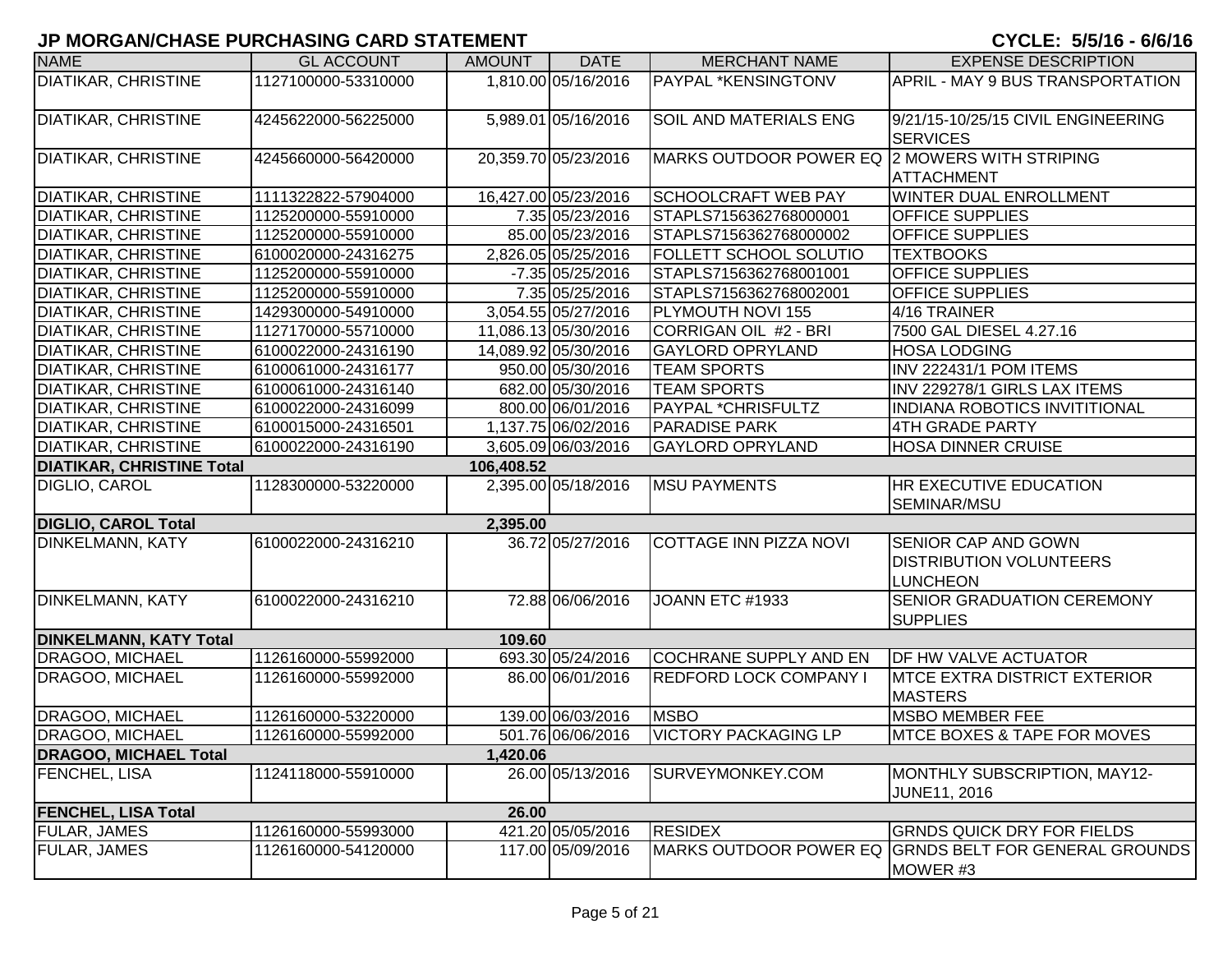## JP MORGAN/CHASE PURCHASING CARD STATEMENT

**CYCLE: 5/5/16 - 6/6/16**

| NAME | GL ACCOUNT | AMOUNT | DATE | MERCHANT NAME | EXPENSE DESCRIPTION |
|---|---|---|---|---|---|
| DIATIKAR, CHRISTINE | 1127100000-53310000 | 1,810.00 | 05/16/2016 | PAYPAL *KENSINGTONV | APRIL - MAY 9 BUS TRANSPORTATION |
| DIATIKAR, CHRISTINE | 4245622000-56225000 | 5,989.01 | 05/16/2016 | SOIL AND MATERIALS ENG | 9/21/15-10/25/15 CIVIL ENGINEERING SERVICES |
| DIATIKAR, CHRISTINE | 4245660000-56420000 | 20,359.70 | 05/23/2016 | MARKS OUTDOOR POWER EQ | 2 MOWERS WITH STRIPING ATTACHMENT |
| DIATIKAR, CHRISTINE | 1111322822-57904000 | 16,427.00 | 05/23/2016 | SCHOOLCRAFT WEB PAY | WINTER DUAL ENROLLMENT |
| DIATIKAR, CHRISTINE | 1125200000-55910000 | 7.35 | 05/23/2016 | STAPLS7156362768000001 | OFFICE SUPPLIES |
| DIATIKAR, CHRISTINE | 1125200000-55910000 | 85.00 | 05/23/2016 | STAPLS7156362768000002 | OFFICE SUPPLIES |
| DIATIKAR, CHRISTINE | 6100020000-24316275 | 2,826.05 | 05/25/2016 | FOLLETT SCHOOL SOLUTIO | TEXTBOOKS |
| DIATIKAR, CHRISTINE | 1125200000-55910000 | -7.35 | 05/25/2016 | STAPLS7156362768001001 | OFFICE SUPPLIES |
| DIATIKAR, CHRISTINE | 1125200000-55910000 | 7.35 | 05/25/2016 | STAPLS7156362768002001 | OFFICE SUPPLIES |
| DIATIKAR, CHRISTINE | 1429300000-54910000 | 3,054.55 | 05/27/2016 | PLYMOUTH NOVI 155 | 4/16 TRAINER |
| DIATIKAR, CHRISTINE | 1127170000-55710000 | 11,086.13 | 05/30/2016 | CORRIGAN OIL #2 - BRI | 7500 GAL DIESEL 4.27.16 |
| DIATIKAR, CHRISTINE | 6100022000-24316190 | 14,089.92 | 05/30/2016 | GAYLORD OPRYLAND | HOSA LODGING |
| DIATIKAR, CHRISTINE | 6100061000-24316177 | 950.00 | 05/30/2016 | TEAM SPORTS | INV 222431/1 POM ITEMS |
| DIATIKAR, CHRISTINE | 6100061000-24316140 | 682.00 | 05/30/2016 | TEAM SPORTS | INV 229278/1 GIRLS LAX ITEMS |
| DIATIKAR, CHRISTINE | 6100022000-24316099 | 800.00 | 06/01/2016 | PAYPAL *CHRISFULTZ | INDIANA ROBOTICS INVITITIONAL |
| DIATIKAR, CHRISTINE | 6100015000-24316501 | 1,137.75 | 06/02/2016 | PARADISE PARK | 4TH GRADE PARTY |
| DIATIKAR, CHRISTINE | 6100022000-24316190 | 3,605.09 | 06/03/2016 | GAYLORD OPRYLAND | HOSA DINNER CRUISE |
| **DIATIKAR, CHRISTINE Total** | | **106,408.52** | | | |
| DIGLIO, CAROL | 1128300000-53220000 | 2,395.00 | 05/18/2016 | MSU PAYMENTS | HR EXECUTIVE EDUCATION SEMINAR/MSU |
| **DIGLIO, CAROL Total** | | **2,395.00** | | | |
| DINKELMANN, KATY | 6100022000-24316210 | 36.72 | 05/27/2016 | COTTAGE INN PIZZA NOVI | SENIOR CAP AND GOWN DISTRIBUTION VOLUNTEERS LUNCHEON |
| DINKELMANN, KATY | 6100022000-24316210 | 72.88 | 06/06/2016 | JOANN ETC #1933 | SENIOR GRADUATION CEREMONY SUPPLIES |
| **DINKELMANN, KATY Total** | | **109.60** | | | |
| DRAGOO, MICHAEL | 1126160000-55992000 | 693.30 | 05/24/2016 | COCHRANE SUPPLY AND EN | DF HW VALVE ACTUATOR |
| DRAGOO, MICHAEL | 1126160000-55992000 | 86.00 | 06/01/2016 | REDFORD LOCK COMPANY I | MTCE EXTRA DISTRICT EXTERIOR MASTERS |
| DRAGOO, MICHAEL | 1126160000-53220000 | 139.00 | 06/03/2016 | MSBO | MSBO MEMBER FEE |
| DRAGOO, MICHAEL | 1126160000-55992000 | 501.76 | 06/06/2016 | VICTORY PACKAGING LP | MTCE BOXES & TAPE FOR MOVES |
| **DRAGOO, MICHAEL Total** | | **1,420.06** | | | |
| FENCHEL, LISA | 1124118000-55910000 | 26.00 | 05/13/2016 | SURVEYMONKEY.COM | MONTHLY SUBSCRIPTION, MAY12-JUNE11, 2016 |
| **FENCHEL, LISA Total** | | **26.00** | | | |
| FULAR, JAMES | 1126160000-55993000 | 421.20 | 05/05/2016 | RESIDEX | GRNDS QUICK DRY FOR FIELDS |
| FULAR, JAMES | 1126160000-54120000 | 117.00 | 05/09/2016 | MARKS OUTDOOR POWER EQ | GRNDS BELT FOR GENERAL GROUNDS MOWER #3 |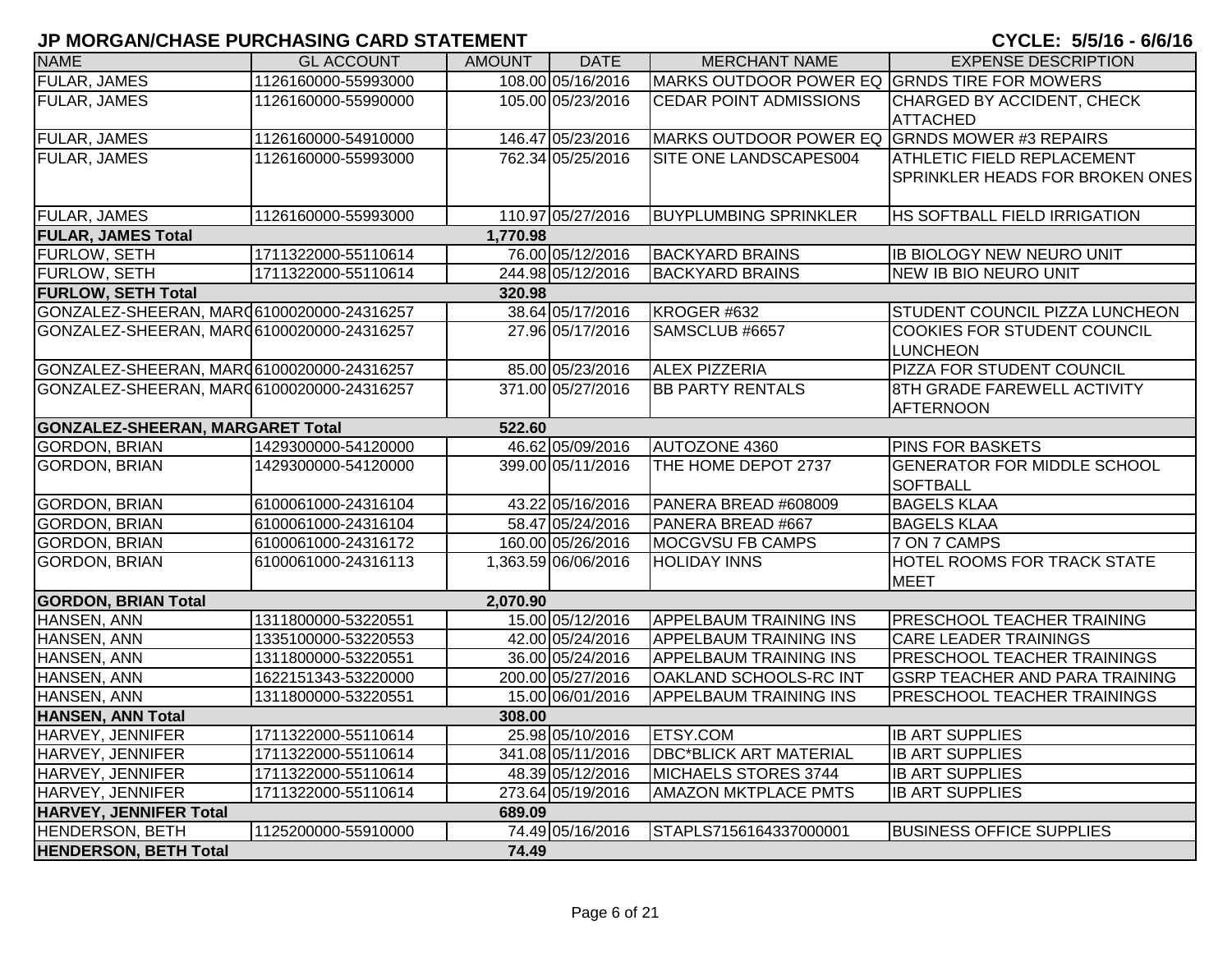## JP MORGAN/CHASE PURCHASING CARD STATEMENT

CYCLE: 5/5/16 - 6/6/16

| NAME | GL ACCOUNT | AMOUNT | DATE | MERCHANT NAME | EXPENSE DESCRIPTION |
|---|---|---|---|---|---|
| FULAR, JAMES | 1126160000-55993000 | 108.00 | 05/16/2016 | MARKS OUTDOOR POWER EQ | GRNDS TIRE FOR MOWERS |
| FULAR, JAMES | 1126160000-55990000 | 105.00 | 05/23/2016 | CEDAR POINT ADMISSIONS | CHARGED BY ACCIDENT, CHECK ATTACHED |
| FULAR, JAMES | 1126160000-54910000 | 146.47 | 05/23/2016 | MARKS OUTDOOR POWER EQ | GRNDS MOWER #3 REPAIRS |
| FULAR, JAMES | 1126160000-55993000 | 762.34 | 05/25/2016 | SITE ONE LANDSCAPES004 | ATHLETIC FIELD REPLACEMENT SPRINKLER HEADS FOR BROKEN ONES |
| FULAR, JAMES | 1126160000-55993000 | 110.97 | 05/27/2016 | BUYPLUMBING SPRINKLER | HS SOFTBALL FIELD IRRIGATION |
| **FULAR, JAMES Total** | | **1,770.98** | | | |
| FURLOW, SETH | 1711322000-55110614 | 76.00 | 05/12/2016 | BACKYARD BRAINS | IB BIOLOGY NEW NEURO UNIT |
| FURLOW, SETH | 1711322000-55110614 | 244.98 | 05/12/2016 | BACKYARD BRAINS | NEW IB BIO NEURO UNIT |
| **FURLOW, SETH Total** | | **320.98** | | | |
| GONZALEZ-SHEERAN, MARGARET | 6100020000-24316257 | 38.64 | 05/17/2016 | KROGER #632 | STUDENT COUNCIL PIZZA LUNCHEON |
| GONZALEZ-SHEERAN, MARGARET | 6100020000-24316257 | 27.96 | 05/17/2016 | SAMSCLUB #6657 | COOKIES FOR STUDENT COUNCIL LUNCHEON |
| GONZALEZ-SHEERAN, MARGARET | 6100020000-24316257 | 85.00 | 05/23/2016 | ALEX PIZZERIA | PIZZA FOR STUDENT COUNCIL |
| GONZALEZ-SHEERAN, MARGARET | 6100020000-24316257 | 371.00 | 05/27/2016 | BB PARTY RENTALS | 8TH GRADE FAREWELL ACTIVITY AFTERNOON |
| **GONZALEZ-SHEERAN, MARGARET Total** | | **522.60** | | | |
| GORDON, BRIAN | 1429300000-54120000 | 46.62 | 05/09/2016 | AUTOZONE 4360 | PINS FOR BASKETS |
| GORDON, BRIAN | 1429300000-54120000 | 399.00 | 05/11/2016 | THE HOME DEPOT 2737 | GENERATOR FOR MIDDLE SCHOOL SOFTBALL |
| GORDON, BRIAN | 6100061000-24316104 | 43.22 | 05/16/2016 | PANERA BREAD #608009 | BAGELS KLAA |
| GORDON, BRIAN | 6100061000-24316104 | 58.47 | 05/24/2016 | PANERA BREAD #667 | BAGELS KLAA |
| GORDON, BRIAN | 6100061000-24316172 | 160.00 | 05/26/2016 | MOCGVSU FB CAMPS | 7 ON 7 CAMPS |
| GORDON, BRIAN | 6100061000-24316113 | 1,363.59 | 06/06/2016 | HOLIDAY INNS | HOTEL ROOMS FOR TRACK STATE MEET |
| **GORDON, BRIAN Total** | | **2,070.90** | | | |
| HANSEN, ANN | 1311800000-53220551 | 15.00 | 05/12/2016 | APPELBAUM TRAINING INS | PRESCHOOL TEACHER TRAINING |
| HANSEN, ANN | 1335100000-53220553 | 42.00 | 05/24/2016 | APPELBAUM TRAINING INS | CARE LEADER TRAININGS |
| HANSEN, ANN | 1311800000-53220551 | 36.00 | 05/24/2016 | APPELBAUM TRAINING INS | PRESCHOOL TEACHER TRAININGS |
| HANSEN, ANN | 1622151343-53220000 | 200.00 | 05/27/2016 | OAKLAND SCHOOLS-RC INT | GSRP TEACHER AND PARA TRAINING |
| HANSEN, ANN | 1311800000-53220551 | 15.00 | 06/01/2016 | APPELBAUM TRAINING INS | PRESCHOOL TEACHER TRAININGS |
| **HANSEN, ANN Total** | | **308.00** | | | |
| HARVEY, JENNIFER | 1711322000-55110614 | 25.98 | 05/10/2016 | ETSY.COM | IB ART SUPPLIES |
| HARVEY, JENNIFER | 1711322000-55110614 | 341.08 | 05/11/2016 | DBC*BLICK ART MATERIAL | IB ART SUPPLIES |
| HARVEY, JENNIFER | 1711322000-55110614 | 48.39 | 05/12/2016 | MICHAELS STORES 3744 | IB ART SUPPLIES |
| HARVEY, JENNIFER | 1711322000-55110614 | 273.64 | 05/19/2016 | AMAZON MKTPLACE PMTS | IB ART SUPPLIES |
| **HARVEY, JENNIFER Total** | | **689.09** | | | |
| HENDERSON, BETH | 1125200000-55910000 | 74.49 | 05/16/2016 | STAPLS7156164337000001 | BUSINESS OFFICE SUPPLIES |
| **HENDERSON, BETH Total** | | **74.49** | | | |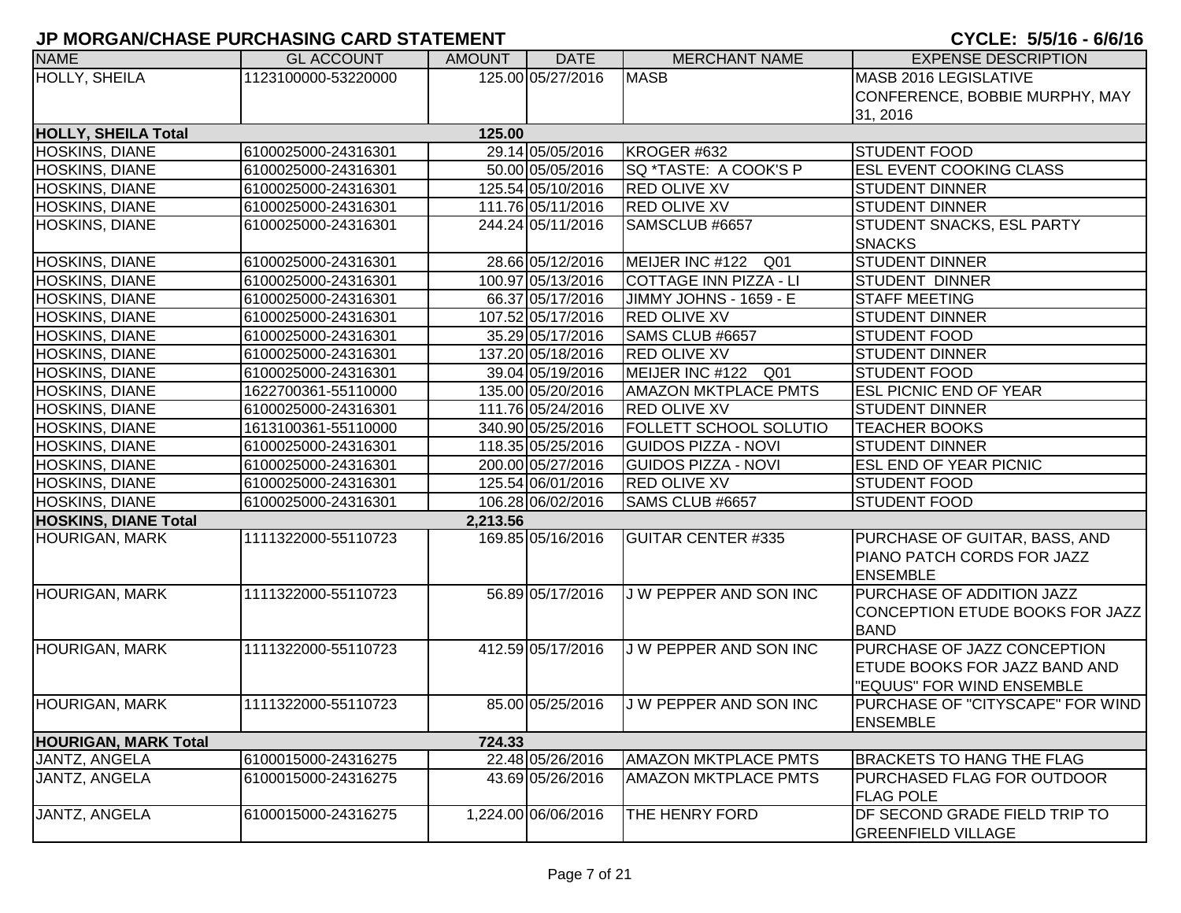## JP MORGAN/CHASE PURCHASING CARD STATEMENT

**CYCLE: 5/5/16 - 6/6/16**

| NAME | GL ACCOUNT | AMOUNT | DATE | MERCHANT NAME | EXPENSE DESCRIPTION |
|---|---|---|---|---|---|
| HOLLY, SHEILA | 1123100000-53220000 | 125.00 | 05/27/2016 | MASB | MASB 2016 LEGISLATIVE CONFERENCE, BOBBIE MURPHY, MAY 31, 2016 |
| **HOLLY, SHEILA Total** | | **125.00** | | | |
| HOSKINS, DIANE | 6100025000-24316301 | 29.14 | 05/05/2016 | KROGER #632 | STUDENT FOOD |
| HOSKINS, DIANE | 6100025000-24316301 | 50.00 | 05/05/2016 | SQ *TASTE: A COOK'S P | ESL EVENT COOKING CLASS |
| HOSKINS, DIANE | 6100025000-24316301 | 125.54 | 05/10/2016 | RED OLIVE XV | STUDENT DINNER |
| HOSKINS, DIANE | 6100025000-24316301 | 111.76 | 05/11/2016 | RED OLIVE XV | STUDENT DINNER |
| HOSKINS, DIANE | 6100025000-24316301 | 244.24 | 05/11/2016 | SAMSCLUB #6657 | STUDENT SNACKS, ESL PARTY SNACKS |
| HOSKINS, DIANE | 6100025000-24316301 | 28.66 | 05/12/2016 | MEIJER INC #122 Q01 | STUDENT DINNER |
| HOSKINS, DIANE | 6100025000-24316301 | 100.97 | 05/13/2016 | COTTAGE INN PIZZA - LI | STUDENT DINNER |
| HOSKINS, DIANE | 6100025000-24316301 | 66.37 | 05/17/2016 | JIMMY JOHNS - 1659 - E | STAFF MEETING |
| HOSKINS, DIANE | 6100025000-24316301 | 107.52 | 05/17/2016 | RED OLIVE XV | STUDENT DINNER |
| HOSKINS, DIANE | 6100025000-24316301 | 35.29 | 05/17/2016 | SAMS CLUB #6657 | STUDENT FOOD |
| HOSKINS, DIANE | 6100025000-24316301 | 137.20 | 05/18/2016 | RED OLIVE XV | STUDENT DINNER |
| HOSKINS, DIANE | 6100025000-24316301 | 39.04 | 05/19/2016 | MEIJER INC #122 Q01 | STUDENT FOOD |
| HOSKINS, DIANE | 1622700361-55110000 | 135.00 | 05/20/2016 | AMAZON MKTPLACE PMTS | ESL PICNIC END OF YEAR |
| HOSKINS, DIANE | 6100025000-24316301 | 111.76 | 05/24/2016 | RED OLIVE XV | STUDENT DINNER |
| HOSKINS, DIANE | 1613100361-55110000 | 340.90 | 05/25/2016 | FOLLETT SCHOOL SOLUTIO | TEACHER BOOKS |
| HOSKINS, DIANE | 6100025000-24316301 | 118.35 | 05/25/2016 | GUIDOS PIZZA - NOVI | STUDENT DINNER |
| HOSKINS, DIANE | 6100025000-24316301 | 200.00 | 05/27/2016 | GUIDOS PIZZA - NOVI | ESL END OF YEAR PICNIC |
| HOSKINS, DIANE | 6100025000-24316301 | 125.54 | 06/01/2016 | RED OLIVE XV | STUDENT FOOD |
| HOSKINS, DIANE | 6100025000-24316301 | 106.28 | 06/02/2016 | SAMS CLUB #6657 | STUDENT FOOD |
| **HOSKINS, DIANE Total** | | **2,213.56** | | | |
| HOURIGAN, MARK | 1111322000-55110723 | 169.85 | 05/16/2016 | GUITAR CENTER #335 | PURCHASE OF GUITAR, BASS, AND PIANO PATCH CORDS FOR JAZZ ENSEMBLE |
| HOURIGAN, MARK | 1111322000-55110723 | 56.89 | 05/17/2016 | J W PEPPER AND SON INC | PURCHASE OF ADDITION JAZZ CONCEPTION ETUDE BOOKS FOR JAZZ BAND |
| HOURIGAN, MARK | 1111322000-55110723 | 412.59 | 05/17/2016 | J W PEPPER AND SON INC | PURCHASE OF JAZZ CONCEPTION ETUDE BOOKS FOR JAZZ BAND AND "EQUUS" FOR WIND ENSEMBLE |
| HOURIGAN, MARK | 1111322000-55110723 | 85.00 | 05/25/2016 | J W PEPPER AND SON INC | PURCHASE OF "CITYSCAPE" FOR WIND ENSEMBLE |
| **HOURIGAN, MARK Total** | | **724.33** | | | |
| JANTZ, ANGELA | 6100015000-24316275 | 22.48 | 05/26/2016 | AMAZON MKTPLACE PMTS | BRACKETS TO HANG THE FLAG |
| JANTZ, ANGELA | 6100015000-24316275 | 43.69 | 05/26/2016 | AMAZON MKTPLACE PMTS | PURCHASED FLAG FOR OUTDOOR FLAG POLE |
| JANTZ, ANGELA | 6100015000-24316275 | 1,224.00 | 06/06/2016 | THE HENRY FORD | DF SECOND GRADE FIELD TRIP TO GREENFIELD VILLAGE |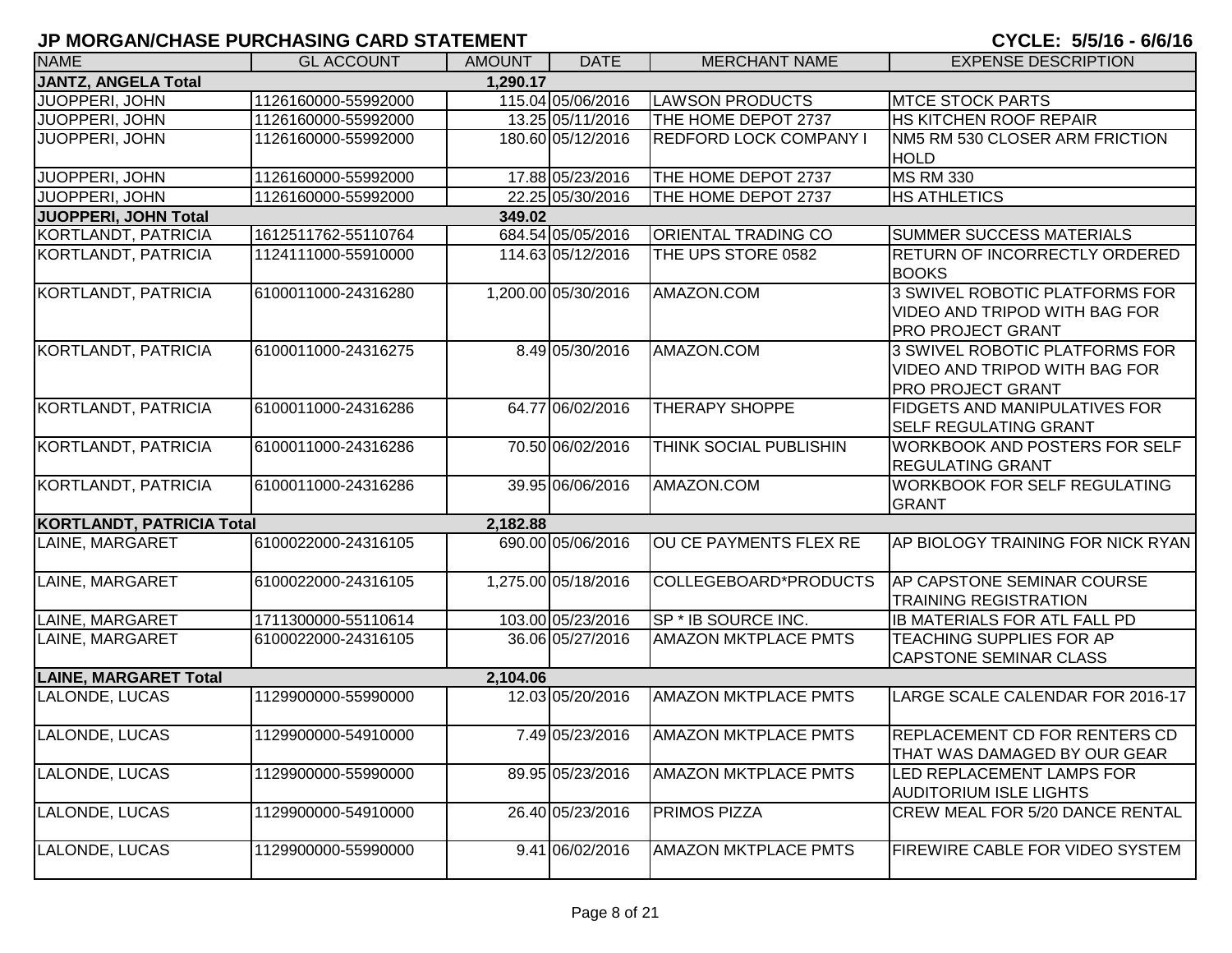# JP MORGAN/CHASE PURCHASING CARD STATEMENT

**CYCLE: 5/5/16 - 6/6/16**

| NAME | GL ACCOUNT | AMOUNT | DATE | MERCHANT NAME | EXPENSE DESCRIPTION |
|---|---|---|---|---|---|
| **JANTZ, ANGELA Total** | | **1,290.17** | | | |
| JUOPPERI, JOHN | 1126160000-55992000 | 115.04 | 05/06/2016 | LAWSON PRODUCTS | MTCE STOCK PARTS |
| JUOPPERI, JOHN | 1126160000-55992000 | 13.25 | 05/11/2016 | THE HOME DEPOT 2737 | HS KITCHEN ROOF REPAIR |
| JUOPPERI, JOHN | 1126160000-55992000 | 180.60 | 05/12/2016 | REDFORD LOCK COMPANY I | NM5 RM 530 CLOSER ARM FRICTION HOLD |
| JUOPPERI, JOHN | 1126160000-55992000 | 17.88 | 05/23/2016 | THE HOME DEPOT 2737 | MS RM 330 |
| JUOPPERI, JOHN | 1126160000-55992000 | 22.25 | 05/30/2016 | THE HOME DEPOT 2737 | HS ATHLETICS |
| **JUOPPERI, JOHN Total** | | **349.02** | | | |
| KORTLANDT, PATRICIA | 1612511762-55110764 | 684.54 | 05/05/2016 | ORIENTAL TRADING CO | SUMMER SUCCESS MATERIALS |
| KORTLANDT, PATRICIA | 1124111000-55910000 | 114.63 | 05/12/2016 | THE UPS STORE 0582 | RETURN OF INCORRECTLY ORDERED BOOKS |
| KORTLANDT, PATRICIA | 6100011000-24316280 | 1,200.00 | 05/30/2016 | AMAZON.COM | 3 SWIVEL ROBOTIC PLATFORMS FOR VIDEO AND TRIPOD WITH BAG FOR PRO PROJECT GRANT |
| KORTLANDT, PATRICIA | 6100011000-24316275 | 8.49 | 05/30/2016 | AMAZON.COM | 3 SWIVEL ROBOTIC PLATFORMS FOR VIDEO AND TRIPOD WITH BAG FOR PRO PROJECT GRANT |
| KORTLANDT, PATRICIA | 6100011000-24316286 | 64.77 | 06/02/2016 | THERAPY SHOPPE | FIDGETS AND MANIPULATIVES FOR SELF REGULATING GRANT |
| KORTLANDT, PATRICIA | 6100011000-24316286 | 70.50 | 06/02/2016 | THINK SOCIAL PUBLISHIN | WORKBOOK AND POSTERS FOR SELF REGULATING GRANT |
| KORTLANDT, PATRICIA | 6100011000-24316286 | 39.95 | 06/06/2016 | AMAZON.COM | WORKBOOK FOR SELF REGULATING GRANT |
| **KORTLANDT, PATRICIA Total** | | **2,182.88** | | | |
| LAINE, MARGARET | 6100022000-24316105 | 690.00 | 05/06/2016 | OU CE PAYMENTS FLEX RE | AP BIOLOGY TRAINING FOR NICK RYAN |
| LAINE, MARGARET | 6100022000-24316105 | 1,275.00 | 05/18/2016 | COLLEGEBOARD*PRODUCTS | AP CAPSTONE SEMINAR COURSE TRAINING REGISTRATION |
| LAINE, MARGARET | 1711300000-55110614 | 103.00 | 05/23/2016 | SP * IB SOURCE INC. | IB MATERIALS FOR ATL FALL PD |
| LAINE, MARGARET | 6100022000-24316105 | 36.06 | 05/27/2016 | AMAZON MKTPLACE PMTS | TEACHING SUPPLIES FOR AP CAPSTONE SEMINAR CLASS |
| **LAINE, MARGARET Total** | | **2,104.06** | | | |
| LALONDE, LUCAS | 1129900000-55990000 | 12.03 | 05/20/2016 | AMAZON MKTPLACE PMTS | LARGE SCALE CALENDAR FOR 2016-17 |
| LALONDE, LUCAS | 1129900000-54910000 | 7.49 | 05/23/2016 | AMAZON MKTPLACE PMTS | REPLACEMENT CD FOR RENTERS CD THAT WAS DAMAGED BY OUR GEAR |
| LALONDE, LUCAS | 1129900000-55990000 | 89.95 | 05/23/2016 | AMAZON MKTPLACE PMTS | LED REPLACEMENT LAMPS FOR AUDITORIUM ISLE LIGHTS |
| LALONDE, LUCAS | 1129900000-54910000 | 26.40 | 05/23/2016 | PRIMOS PIZZA | CREW MEAL FOR 5/20 DANCE RENTAL |
| LALONDE, LUCAS | 1129900000-55990000 | 9.41 | 06/02/2016 | AMAZON MKTPLACE PMTS | FIREWIRE CABLE FOR VIDEO SYSTEM |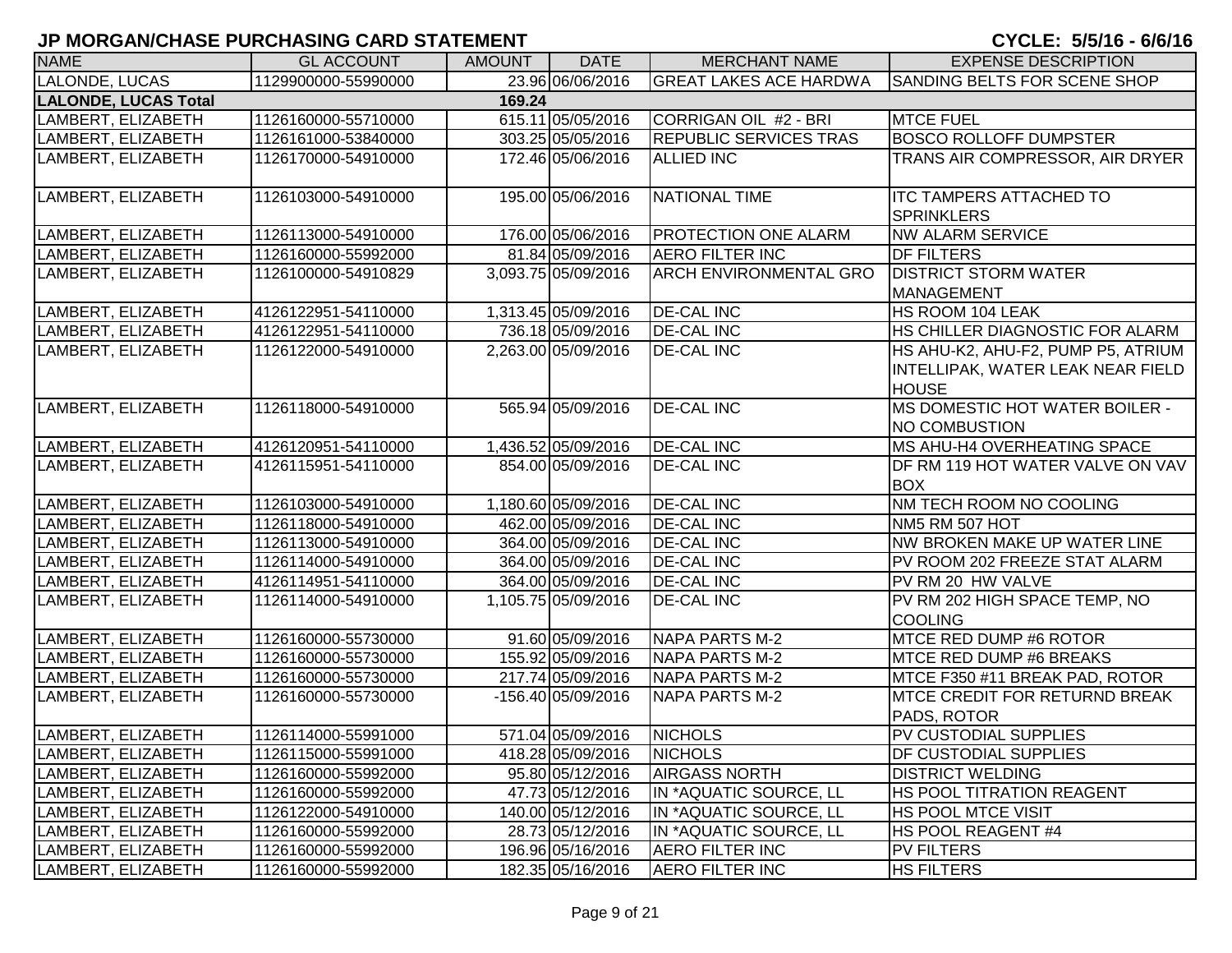## JP MORGAN/CHASE PURCHASING CARD STATEMENT

**CYCLE: 5/5/16 - 6/6/16**

| NAME | GL ACCOUNT | AMOUNT | DATE | MERCHANT NAME | EXPENSE DESCRIPTION |
|---|---|---|---|---|---|
| LALONDE, LUCAS | 1129900000-55990000 | 23.96 | 06/06/2016 | GREAT LAKES ACE HARDWA | SANDING BELTS FOR SCENE SHOP |
| **LALONDE, LUCAS Total** | | **169.24** | | | |
| LAMBERT, ELIZABETH | 1126160000-55710000 | 615.11 | 05/05/2016 | CORRIGAN OIL #2 - BRI | MTCE FUEL |
| LAMBERT, ELIZABETH | 1126161000-53840000 | 303.25 | 05/05/2016 | REPUBLIC SERVICES TRAS | BOSCO ROLLOFF DUMPSTER |
| LAMBERT, ELIZABETH | 1126170000-54910000 | 172.46 | 05/06/2016 | ALLIED INC | TRANS AIR COMPRESSOR, AIR DRYER |
| LAMBERT, ELIZABETH | 1126103000-54910000 | 195.00 | 05/06/2016 | NATIONAL TIME | ITC TAMPERS ATTACHED TO SPRINKLERS |
| LAMBERT, ELIZABETH | 1126113000-54910000 | 176.00 | 05/06/2016 | PROTECTION ONE ALARM | NW ALARM SERVICE |
| LAMBERT, ELIZABETH | 1126160000-55992000 | 81.84 | 05/09/2016 | AERO FILTER INC | DF FILTERS |
| LAMBERT, ELIZABETH | 1126100000-54910829 | 3,093.75 | 05/09/2016 | ARCH ENVIRONMENTAL GRO | DISTRICT STORM WATER MANAGEMENT |
| LAMBERT, ELIZABETH | 4126122951-54110000 | 1,313.45 | 05/09/2016 | DE-CAL INC | HS ROOM 104 LEAK |
| LAMBERT, ELIZABETH | 4126122951-54110000 | 736.18 | 05/09/2016 | DE-CAL INC | HS CHILLER DIAGNOSTIC FOR ALARM |
| LAMBERT, ELIZABETH | 1126122000-54910000 | 2,263.00 | 05/09/2016 | DE-CAL INC | HS AHU-K2, AHU-F2, PUMP P5, ATRIUM INTELLIPAK, WATER LEAK NEAR FIELD HOUSE |
| LAMBERT, ELIZABETH | 1126118000-54910000 | 565.94 | 05/09/2016 | DE-CAL INC | MS DOMESTIC HOT WATER BOILER - NO COMBUSTION |
| LAMBERT, ELIZABETH | 4126120951-54110000 | 1,436.52 | 05/09/2016 | DE-CAL INC | MS AHU-H4 OVERHEATING SPACE |
| LAMBERT, ELIZABETH | 4126115951-54110000 | 854.00 | 05/09/2016 | DE-CAL INC | DF RM 119 HOT WATER VALVE ON VAV BOX |
| LAMBERT, ELIZABETH | 1126103000-54910000 | 1,180.60 | 05/09/2016 | DE-CAL INC | NM TECH ROOM NO COOLING |
| LAMBERT, ELIZABETH | 1126118000-54910000 | 462.00 | 05/09/2016 | DE-CAL INC | NM5 RM 507 HOT |
| LAMBERT, ELIZABETH | 1126113000-54910000 | 364.00 | 05/09/2016 | DE-CAL INC | NW BROKEN MAKE UP WATER LINE |
| LAMBERT, ELIZABETH | 1126114000-54910000 | 364.00 | 05/09/2016 | DE-CAL INC | PV ROOM 202 FREEZE STAT ALARM |
| LAMBERT, ELIZABETH | 4126114951-54110000 | 364.00 | 05/09/2016 | DE-CAL INC | PV RM 20 HW VALVE |
| LAMBERT, ELIZABETH | 1126114000-54910000 | 1,105.75 | 05/09/2016 | DE-CAL INC | PV RM 202 HIGH SPACE TEMP, NO COOLING |
| LAMBERT, ELIZABETH | 1126160000-55730000 | 91.60 | 05/09/2016 | NAPA PARTS M-2 | MTCE RED DUMP #6 ROTOR |
| LAMBERT, ELIZABETH | 1126160000-55730000 | 155.92 | 05/09/2016 | NAPA PARTS M-2 | MTCE RED DUMP #6 BREAKS |
| LAMBERT, ELIZABETH | 1126160000-55730000 | 217.74 | 05/09/2016 | NAPA PARTS M-2 | MTCE F350 #11 BREAK PAD, ROTOR |
| LAMBERT, ELIZABETH | 1126160000-55730000 | -156.40 | 05/09/2016 | NAPA PARTS M-2 | MTCE CREDIT FOR RETURND BREAK PADS, ROTOR |
| LAMBERT, ELIZABETH | 1126114000-55991000 | 571.04 | 05/09/2016 | NICHOLS | PV CUSTODIAL SUPPLIES |
| LAMBERT, ELIZABETH | 1126115000-55991000 | 418.28 | 05/09/2016 | NICHOLS | DF CUSTODIAL SUPPLIES |
| LAMBERT, ELIZABETH | 1126160000-55992000 | 95.80 | 05/12/2016 | AIRGASS NORTH | DISTRICT WELDING |
| LAMBERT, ELIZABETH | 1126160000-55992000 | 47.73 | 05/12/2016 | IN *AQUATIC SOURCE, LL | HS POOL TITRATION REAGENT |
| LAMBERT, ELIZABETH | 1126122000-54910000 | 140.00 | 05/12/2016 | IN *AQUATIC SOURCE, LL | HS POOL MTCE VISIT |
| LAMBERT, ELIZABETH | 1126160000-55992000 | 28.73 | 05/12/2016 | IN *AQUATIC SOURCE, LL | HS POOL REAGENT #4 |
| LAMBERT, ELIZABETH | 1126160000-55992000 | 196.96 | 05/16/2016 | AERO FILTER INC | PV FILTERS |
| LAMBERT, ELIZABETH | 1126160000-55992000 | 182.35 | 05/16/2016 | AERO FILTER INC | HS FILTERS |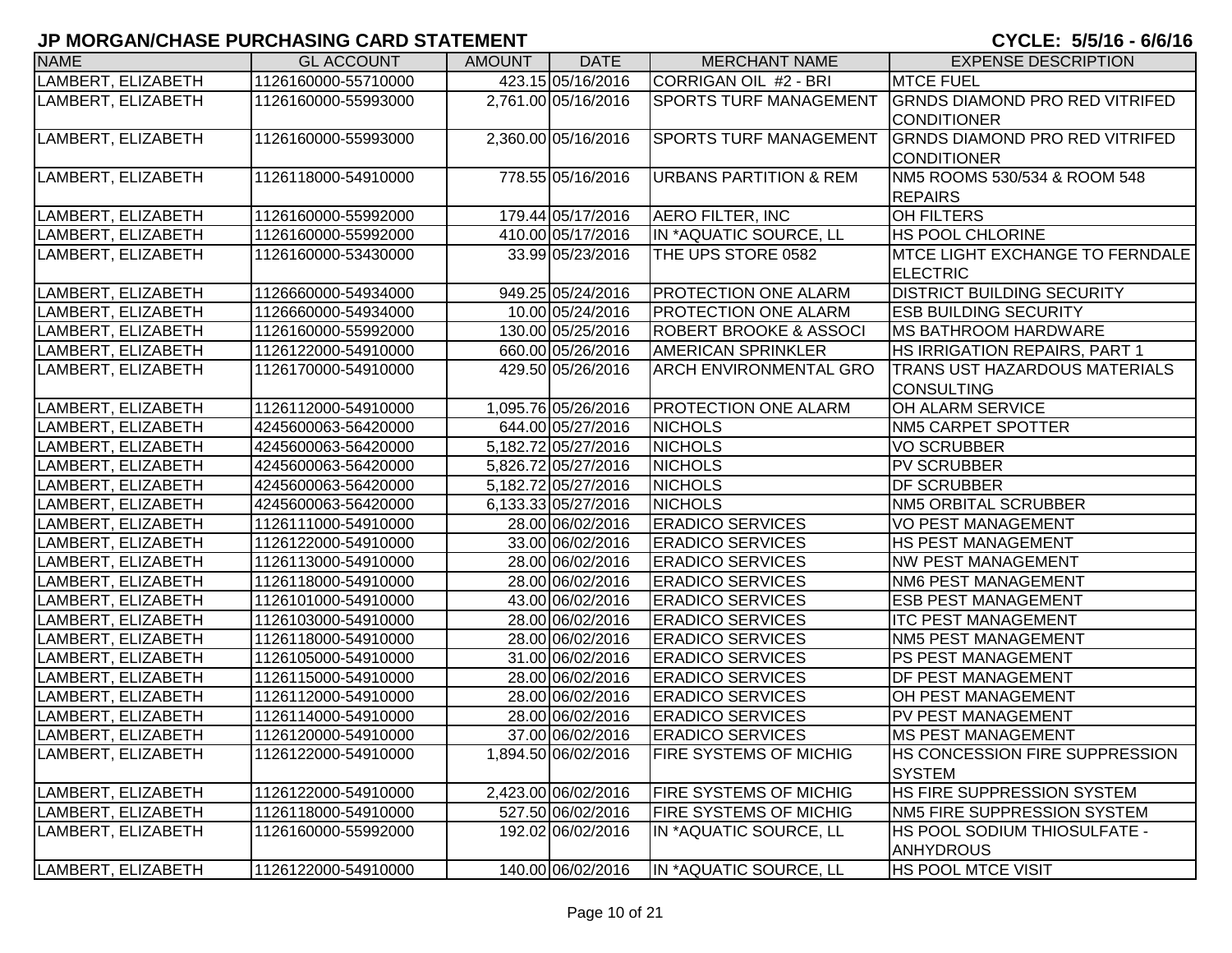**JP MORGAN/CHASE PURCHASING CARD STATEMENT** **CYCLE: 5/5/16 - 6/6/16**

| NAME | GL ACCOUNT | AMOUNT | DATE | MERCHANT NAME | EXPENSE DESCRIPTION |
|---|---|---|---|---|---|
| LAMBERT, ELIZABETH | 1126160000-55710000 | 423.15 | 05/16/2016 | CORRIGAN OIL #2 - BRI | MTCE FUEL |
| LAMBERT, ELIZABETH | 1126160000-55993000 | 2,761.00 | 05/16/2016 | SPORTS TURF MANAGEMENT | GRNDS DIAMOND PRO RED VITRIFED CONDITIONER |
| LAMBERT, ELIZABETH | 1126160000-55993000 | 2,360.00 | 05/16/2016 | SPORTS TURF MANAGEMENT | GRNDS DIAMOND PRO RED VITRIFED CONDITIONER |
| LAMBERT, ELIZABETH | 1126118000-54910000 | 778.55 | 05/16/2016 | URBANS PARTITION & REM | NM5 ROOMS 530/534 & ROOM 548 REPAIRS |
| LAMBERT, ELIZABETH | 1126160000-55992000 | 179.44 | 05/17/2016 | AERO FILTER, INC | OH FILTERS |
| LAMBERT, ELIZABETH | 1126160000-55992000 | 410.00 | 05/17/2016 | IN *AQUATIC SOURCE, LL | HS POOL CHLORINE |
| LAMBERT, ELIZABETH | 1126160000-53430000 | 33.99 | 05/23/2016 | THE UPS STORE 0582 | MTCE LIGHT EXCHANGE TO FERNDALE ELECTRIC |
| LAMBERT, ELIZABETH | 1126660000-54934000 | 949.25 | 05/24/2016 | PROTECTION ONE ALARM | DISTRICT BUILDING SECURITY |
| LAMBERT, ELIZABETH | 1126660000-54934000 | 10.00 | 05/24/2016 | PROTECTION ONE ALARM | ESB BUILDING SECURITY |
| LAMBERT, ELIZABETH | 1126160000-55992000 | 130.00 | 05/25/2016 | ROBERT BROOKE & ASSOCI | MS BATHROOM HARDWARE |
| LAMBERT, ELIZABETH | 1126122000-54910000 | 660.00 | 05/26/2016 | AMERICAN SPRINKLER | HS IRRIGATION REPAIRS, PART 1 |
| LAMBERT, ELIZABETH | 1126170000-54910000 | 429.50 | 05/26/2016 | ARCH ENVIRONMENTAL GRO | TRANS UST HAZARDOUS MATERIALS CONSULTING |
| LAMBERT, ELIZABETH | 1126112000-54910000 | 1,095.76 | 05/26/2016 | PROTECTION ONE ALARM | OH ALARM SERVICE |
| LAMBERT, ELIZABETH | 4245600063-56420000 | 644.00 | 05/27/2016 | NICHOLS | NM5 CARPET SPOTTER |
| LAMBERT, ELIZABETH | 4245600063-56420000 | 5,182.72 | 05/27/2016 | NICHOLS | VO SCRUBBER |
| LAMBERT, ELIZABETH | 4245600063-56420000 | 5,826.72 | 05/27/2016 | NICHOLS | PV SCRUBBER |
| LAMBERT, ELIZABETH | 4245600063-56420000 | 5,182.72 | 05/27/2016 | NICHOLS | DF SCRUBBER |
| LAMBERT, ELIZABETH | 4245600063-56420000 | 6,133.33 | 05/27/2016 | NICHOLS | NM5 ORBITAL SCRUBBER |
| LAMBERT, ELIZABETH | 1126111000-54910000 | 28.00 | 06/02/2016 | ERADICO SERVICES | VO PEST MANAGEMENT |
| LAMBERT, ELIZABETH | 1126122000-54910000 | 33.00 | 06/02/2016 | ERADICO SERVICES | HS PEST MANAGEMENT |
| LAMBERT, ELIZABETH | 1126113000-54910000 | 28.00 | 06/02/2016 | ERADICO SERVICES | NW PEST MANAGEMENT |
| LAMBERT, ELIZABETH | 1126118000-54910000 | 28.00 | 06/02/2016 | ERADICO SERVICES | NM6 PEST MANAGEMENT |
| LAMBERT, ELIZABETH | 1126101000-54910000 | 43.00 | 06/02/2016 | ERADICO SERVICES | ESB PEST MANAGEMENT |
| LAMBERT, ELIZABETH | 1126103000-54910000 | 28.00 | 06/02/2016 | ERADICO SERVICES | ITC PEST MANAGEMENT |
| LAMBERT, ELIZABETH | 1126118000-54910000 | 28.00 | 06/02/2016 | ERADICO SERVICES | NM5 PEST MANAGEMENT |
| LAMBERT, ELIZABETH | 1126105000-54910000 | 31.00 | 06/02/2016 | ERADICO SERVICES | PS PEST MANAGEMENT |
| LAMBERT, ELIZABETH | 1126115000-54910000 | 28.00 | 06/02/2016 | ERADICO SERVICES | DF PEST MANAGEMENT |
| LAMBERT, ELIZABETH | 1126112000-54910000 | 28.00 | 06/02/2016 | ERADICO SERVICES | OH PEST MANAGEMENT |
| LAMBERT, ELIZABETH | 1126114000-54910000 | 28.00 | 06/02/2016 | ERADICO SERVICES | PV PEST MANAGEMENT |
| LAMBERT, ELIZABETH | 1126120000-54910000 | 37.00 | 06/02/2016 | ERADICO SERVICES | MS PEST MANAGEMENT |
| LAMBERT, ELIZABETH | 1126122000-54910000 | 1,894.50 | 06/02/2016 | FIRE SYSTEMS OF MICHIG | HS CONCESSION FIRE SUPPRESSION SYSTEM |
| LAMBERT, ELIZABETH | 1126122000-54910000 | 2,423.00 | 06/02/2016 | FIRE SYSTEMS OF MICHIG | HS FIRE SUPPRESSION SYSTEM |
| LAMBERT, ELIZABETH | 1126118000-54910000 | 527.50 | 06/02/2016 | FIRE SYSTEMS OF MICHIG | NM5 FIRE SUPPRESSION SYSTEM |
| LAMBERT, ELIZABETH | 1126160000-55992000 | 192.02 | 06/02/2016 | IN *AQUATIC SOURCE, LL | HS POOL SODIUM THIOSULFATE - ANHYDROUS |
| LAMBERT, ELIZABETH | 1126122000-54910000 | 140.00 | 06/02/2016 | IN *AQUATIC SOURCE, LL | HS POOL MTCE VISIT |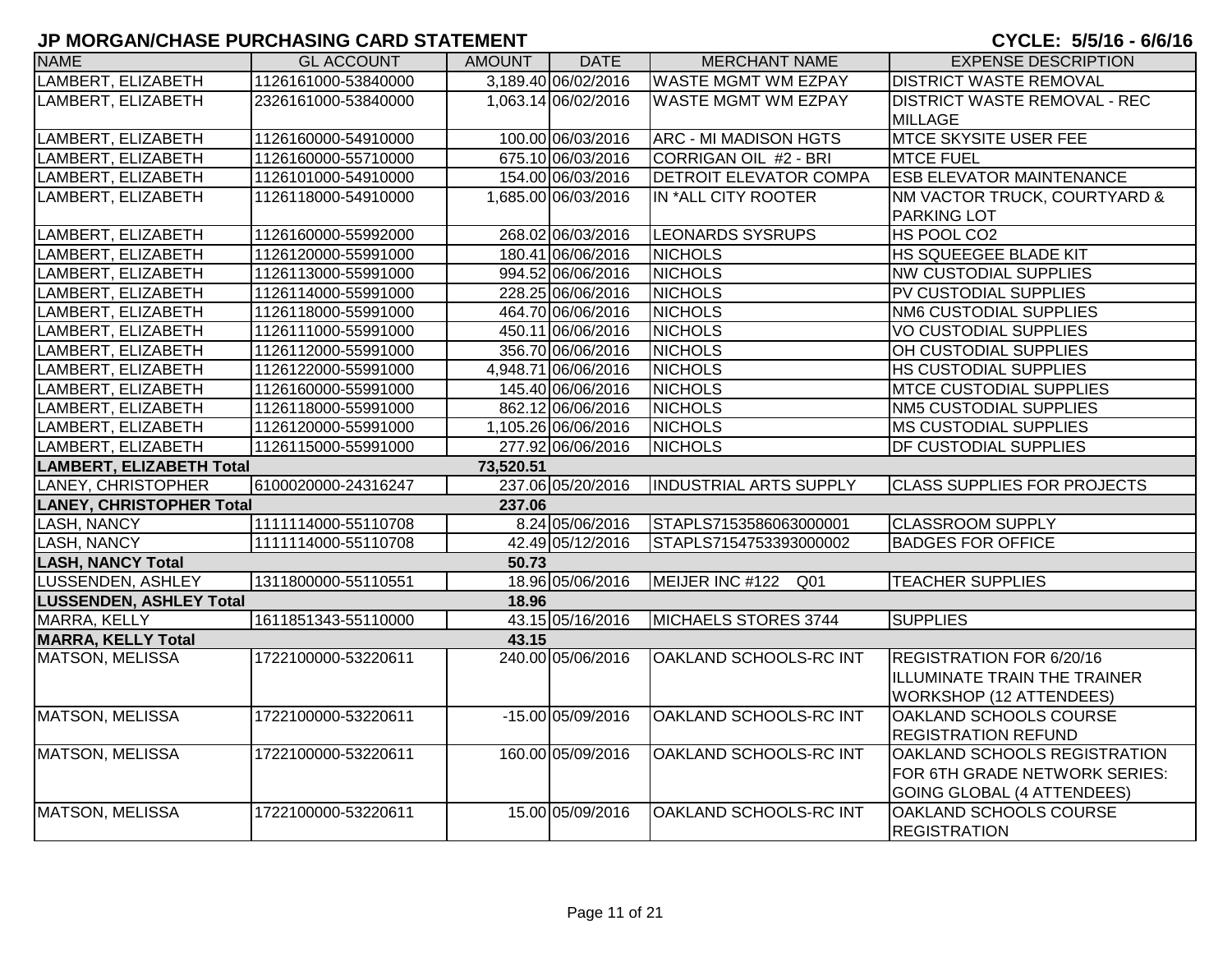# JP MORGAN/CHASE PURCHASING CARD STATEMENT

**CYCLE: 5/5/16 - 6/6/16**

| NAME | GL ACCOUNT | AMOUNT | DATE | MERCHANT NAME | EXPENSE DESCRIPTION |
|---|---|---|---|---|---|
| LAMBERT, ELIZABETH | 1126161000-53840000 | 3,189.40 | 06/02/2016 | WASTE MGMT WM EZPAY | DISTRICT WASTE REMOVAL |
| LAMBERT, ELIZABETH | 2326161000-53840000 | 1,063.14 | 06/02/2016 | WASTE MGMT WM EZPAY | DISTRICT WASTE REMOVAL - REC MILLAGE |
| LAMBERT, ELIZABETH | 1126160000-54910000 | 100.00 | 06/03/2016 | ARC - MI MADISON HGTS | MTCE SKYSITE USER FEE |
| LAMBERT, ELIZABETH | 1126160000-55710000 | 675.10 | 06/03/2016 | CORRIGAN OIL #2 - BRI | MTCE FUEL |
| LAMBERT, ELIZABETH | 1126101000-54910000 | 154.00 | 06/03/2016 | DETROIT ELEVATOR COMPA | ESB ELEVATOR MAINTENANCE |
| LAMBERT, ELIZABETH | 1126118000-54910000 | 1,685.00 | 06/03/2016 | IN *ALL CITY ROOTER | NM VACTOR TRUCK, COURTYARD & PARKING LOT |
| LAMBERT, ELIZABETH | 1126160000-55992000 | 268.02 | 06/03/2016 | LEONARDS SYSRUPS | HS POOL CO2 |
| LAMBERT, ELIZABETH | 1126120000-55991000 | 180.41 | 06/06/2016 | NICHOLS | HS SQUEEGEE BLADE KIT |
| LAMBERT, ELIZABETH | 1126113000-55991000 | 994.52 | 06/06/2016 | NICHOLS | NW CUSTODIAL SUPPLIES |
| LAMBERT, ELIZABETH | 1126114000-55991000 | 228.25 | 06/06/2016 | NICHOLS | PV CUSTODIAL SUPPLIES |
| LAMBERT, ELIZABETH | 1126118000-55991000 | 464.70 | 06/06/2016 | NICHOLS | NM6 CUSTODIAL SUPPLIES |
| LAMBERT, ELIZABETH | 1126111000-55991000 | 450.11 | 06/06/2016 | NICHOLS | VO CUSTODIAL SUPPLIES |
| LAMBERT, ELIZABETH | 1126112000-55991000 | 356.70 | 06/06/2016 | NICHOLS | OH CUSTODIAL SUPPLIES |
| LAMBERT, ELIZABETH | 1126122000-55991000 | 4,948.71 | 06/06/2016 | NICHOLS | HS CUSTODIAL SUPPLIES |
| LAMBERT, ELIZABETH | 1126160000-55991000 | 145.40 | 06/06/2016 | NICHOLS | MTCE CUSTODIAL SUPPLIES |
| LAMBERT, ELIZABETH | 1126118000-55991000 | 862.12 | 06/06/2016 | NICHOLS | NM5 CUSTODIAL SUPPLIES |
| LAMBERT, ELIZABETH | 1126120000-55991000 | 1,105.26 | 06/06/2016 | NICHOLS | MS CUSTODIAL SUPPLIES |
| LAMBERT, ELIZABETH | 1126115000-55991000 | 277.92 | 06/06/2016 | NICHOLS | DF CUSTODIAL SUPPLIES |
| **LAMBERT, ELIZABETH Total** | | **73,520.51** | | | |
| LANEY, CHRISTOPHER | 6100020000-24316247 | 237.06 | 05/20/2016 | INDUSTRIAL ARTS SUPPLY | CLASS SUPPLIES FOR PROJECTS |
| **LANEY, CHRISTOPHER Total** | | **237.06** | | | |
| LASH, NANCY | 1111114000-55110708 | 8.24 | 05/06/2016 | STAPLS7153586063000001 | CLASSROOM SUPPLY |
| LASH, NANCY | 1111114000-55110708 | 42.49 | 05/12/2016 | STAPLS7154753393000002 | BADGES FOR OFFICE |
| **LASH, NANCY Total** | | **50.73** | | | |
| LUSSENDEN, ASHLEY | 1311800000-55110551 | 18.96 | 05/06/2016 | MEIJER INC #122 Q01 | TEACHER SUPPLIES |
| **LUSSENDEN, ASHLEY Total** | | **18.96** | | | |
| MARRA, KELLY | 1611851343-55110000 | 43.15 | 05/16/2016 | MICHAELS STORES 3744 | SUPPLIES |
| **MARRA, KELLY Total** | | **43.15** | | | |
| MATSON, MELISSA | 1722100000-53220611 | 240.00 | 05/06/2016 | OAKLAND SCHOOLS-RC INT | REGISTRATION FOR 6/20/16 ILLUMINATE TRAIN THE TRAINER WORKSHOP (12 ATTENDEES) |
| MATSON, MELISSA | 1722100000-53220611 | -15.00 | 05/09/2016 | OAKLAND SCHOOLS-RC INT | OAKLAND SCHOOLS COURSE REGISTRATION REFUND |
| MATSON, MELISSA | 1722100000-53220611 | 160.00 | 05/09/2016 | OAKLAND SCHOOLS-RC INT | OAKLAND SCHOOLS REGISTRATION FOR 6TH GRADE NETWORK SERIES: GOING GLOBAL (4 ATTENDEES) |
| MATSON, MELISSA | 1722100000-53220611 | 15.00 | 05/09/2016 | OAKLAND SCHOOLS-RC INT | OAKLAND SCHOOLS COURSE REGISTRATION |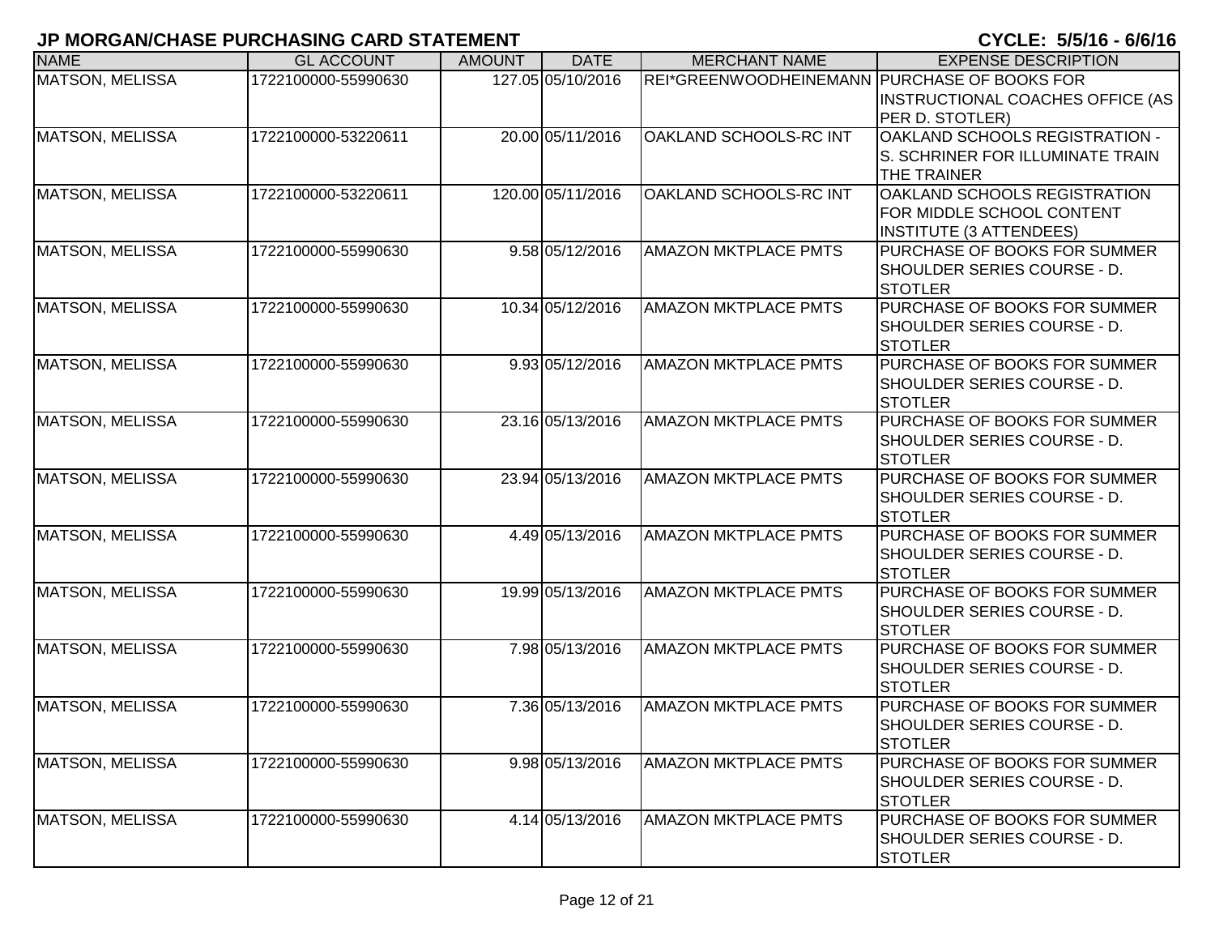## JP MORGAN/CHASE PURCHASING CARD STATEMENT

**CYCLE: 5/5/16 - 6/6/16**

| NAME | GL ACCOUNT | AMOUNT | DATE | MERCHANT NAME | EXPENSE DESCRIPTION |
|---|---|---|---|---|---|
| MATSON, MELISSA | 1722100000-55990630 | 127.05 | 05/10/2016 | REI*GREENWOODHEINEMANN | PURCHASE OF BOOKS FOR INSTRUCTIONAL COACHES OFFICE (AS PER D. STOTLER) |
| MATSON, MELISSA | 1722100000-53220611 | 20.00 | 05/11/2016 | OAKLAND SCHOOLS-RC INT | OAKLAND SCHOOLS REGISTRATION - S. SCHRINER FOR ILLUMINATE TRAIN THE TRAINER |
| MATSON, MELISSA | 1722100000-53220611 | 120.00 | 05/11/2016 | OAKLAND SCHOOLS-RC INT | OAKLAND SCHOOLS REGISTRATION FOR MIDDLE SCHOOL CONTENT INSTITUTE (3 ATTENDEES) |
| MATSON, MELISSA | 1722100000-55990630 | 9.58 | 05/12/2016 | AMAZON MKTPLACE PMTS | PURCHASE OF BOOKS FOR SUMMER SHOULDER SERIES COURSE - D. STOTLER |
| MATSON, MELISSA | 1722100000-55990630 | 10.34 | 05/12/2016 | AMAZON MKTPLACE PMTS | PURCHASE OF BOOKS FOR SUMMER SHOULDER SERIES COURSE - D. STOTLER |
| MATSON, MELISSA | 1722100000-55990630 | 9.93 | 05/12/2016 | AMAZON MKTPLACE PMTS | PURCHASE OF BOOKS FOR SUMMER SHOULDER SERIES COURSE - D. STOTLER |
| MATSON, MELISSA | 1722100000-55990630 | 23.16 | 05/13/2016 | AMAZON MKTPLACE PMTS | PURCHASE OF BOOKS FOR SUMMER SHOULDER SERIES COURSE - D. STOTLER |
| MATSON, MELISSA | 1722100000-55990630 | 23.94 | 05/13/2016 | AMAZON MKTPLACE PMTS | PURCHASE OF BOOKS FOR SUMMER SHOULDER SERIES COURSE - D. STOTLER |
| MATSON, MELISSA | 1722100000-55990630 | 4.49 | 05/13/2016 | AMAZON MKTPLACE PMTS | PURCHASE OF BOOKS FOR SUMMER SHOULDER SERIES COURSE - D. STOTLER |
| MATSON, MELISSA | 1722100000-55990630 | 19.99 | 05/13/2016 | AMAZON MKTPLACE PMTS | PURCHASE OF BOOKS FOR SUMMER SHOULDER SERIES COURSE - D. STOTLER |
| MATSON, MELISSA | 1722100000-55990630 | 7.98 | 05/13/2016 | AMAZON MKTPLACE PMTS | PURCHASE OF BOOKS FOR SUMMER SHOULDER SERIES COURSE - D. STOTLER |
| MATSON, MELISSA | 1722100000-55990630 | 7.36 | 05/13/2016 | AMAZON MKTPLACE PMTS | PURCHASE OF BOOKS FOR SUMMER SHOULDER SERIES COURSE - D. STOTLER |
| MATSON, MELISSA | 1722100000-55990630 | 9.98 | 05/13/2016 | AMAZON MKTPLACE PMTS | PURCHASE OF BOOKS FOR SUMMER SHOULDER SERIES COURSE - D. STOTLER |
| MATSON, MELISSA | 1722100000-55990630 | 4.14 | 05/13/2016 | AMAZON MKTPLACE PMTS | PURCHASE OF BOOKS FOR SUMMER SHOULDER SERIES COURSE - D. STOTLER |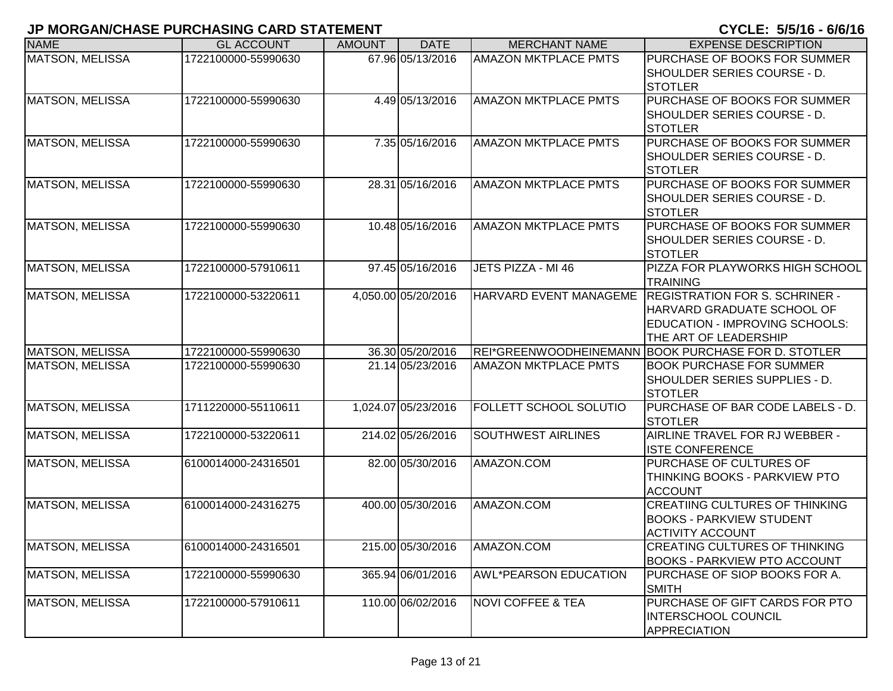**JP MORGAN/CHASE PURCHASING CARD STATEMENT** **CYCLE: 5/5/16 - 6/6/16**

| NAME | GL ACCOUNT | AMOUNT | DATE | MERCHANT NAME | EXPENSE DESCRIPTION |
|---|---|---|---|---|---|
| MATSON, MELISSA | 1722100000-55990630 | 67.96 | 05/13/2016 | AMAZON MKTPLACE PMTS | PURCHASE OF BOOKS FOR SUMMER SHOULDER SERIES COURSE - D. STOTLER |
| MATSON, MELISSA | 1722100000-55990630 | 4.49 | 05/13/2016 | AMAZON MKTPLACE PMTS | PURCHASE OF BOOKS FOR SUMMER SHOULDER SERIES COURSE - D. STOTLER |
| MATSON, MELISSA | 1722100000-55990630 | 7.35 | 05/16/2016 | AMAZON MKTPLACE PMTS | PURCHASE OF BOOKS FOR SUMMER SHOULDER SERIES COURSE - D. STOTLER |
| MATSON, MELISSA | 1722100000-55990630 | 28.31 | 05/16/2016 | AMAZON MKTPLACE PMTS | PURCHASE OF BOOKS FOR SUMMER SHOULDER SERIES COURSE - D. STOTLER |
| MATSON, MELISSA | 1722100000-55990630 | 10.48 | 05/16/2016 | AMAZON MKTPLACE PMTS | PURCHASE OF BOOKS FOR SUMMER SHOULDER SERIES COURSE - D. STOTLER |
| MATSON, MELISSA | 1722100000-57910611 | 97.45 | 05/16/2016 | JETS PIZZA - MI 46 | PIZZA FOR PLAYWORKS HIGH SCHOOL TRAINING |
| MATSON, MELISSA | 1722100000-53220611 | 4,050.00 | 05/20/2016 | HARVARD EVENT MANAGEME | REGISTRATION FOR S. SCHRINER - HARVARD GRADUATE SCHOOL OF EDUCATION - IMPROVING SCHOOLS: THE ART OF LEADERSHIP |
| MATSON, MELISSA | 1722100000-55990630 | 36.30 | 05/20/2016 | REI*GREENWOODHEINEMANN | BOOK PURCHASE FOR D. STOTLER |
| MATSON, MELISSA | 1722100000-55990630 | 21.14 | 05/23/2016 | AMAZON MKTPLACE PMTS | BOOK PURCHASE FOR SUMMER SHOULDER SERIES SUPPLIES - D. STOTLER |
| MATSON, MELISSA | 1711220000-55110611 | 1,024.07 | 05/23/2016 | FOLLETT SCHOOL SOLUTIO | PURCHASE OF BAR CODE LABELS - D. STOTLER |
| MATSON, MELISSA | 1722100000-53220611 | 214.02 | 05/26/2016 | SOUTHWEST AIRLINES | AIRLINE TRAVEL FOR RJ WEBBER - ISTE CONFERENCE |
| MATSON, MELISSA | 6100014000-24316501 | 82.00 | 05/30/2016 | AMAZON.COM | PURCHASE OF CULTURES OF THINKING BOOKS - PARKVIEW PTO ACCOUNT |
| MATSON, MELISSA | 6100014000-24316275 | 400.00 | 05/30/2016 | AMAZON.COM | CREATIING CULTURES OF THINKING BOOKS - PARKVIEW STUDENT ACTIVITY ACCOUNT |
| MATSON, MELISSA | 6100014000-24316501 | 215.00 | 05/30/2016 | AMAZON.COM | CREATING CULTURES OF THINKING BOOKS - PARKVIEW PTO ACCOUNT |
| MATSON, MELISSA | 1722100000-55990630 | 365.94 | 06/01/2016 | AWL*PEARSON EDUCATION | PURCHASE OF SIOP BOOKS FOR A. SMITH |
| MATSON, MELISSA | 1722100000-57910611 | 110.00 | 06/02/2016 | NOVI COFFEE & TEA | PURCHASE OF GIFT CARDS FOR PTO INTERSCHOOL COUNCIL APPRECIATION |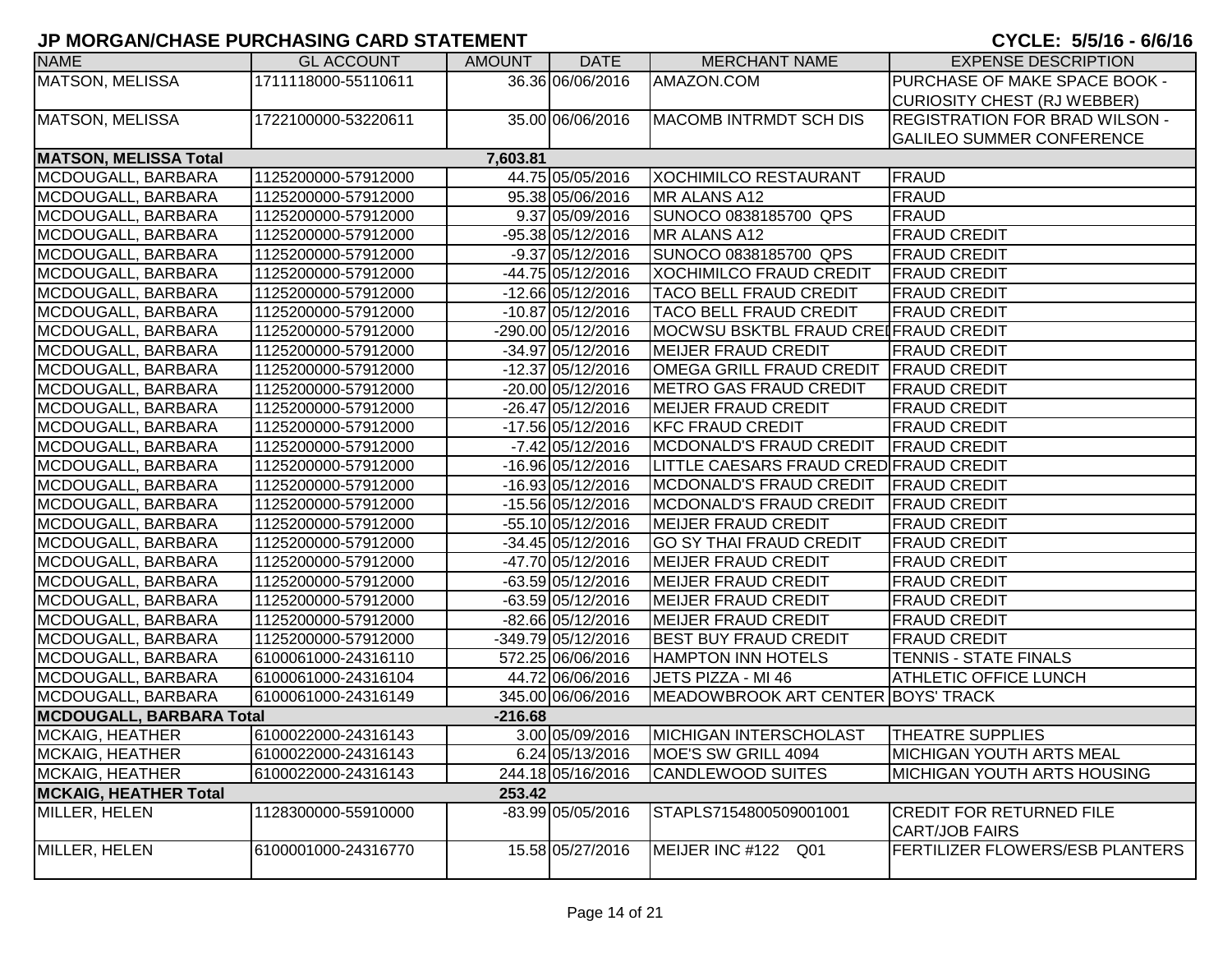## JP MORGAN/CHASE PURCHASING CARD STATEMENT

**CYCLE: 5/5/16 - 6/6/16**

| NAME | GL ACCOUNT | AMOUNT | DATE | MERCHANT NAME | EXPENSE DESCRIPTION |
|---|---|---|---|---|---|
| MATSON, MELISSA | 1711118000-55110611 | 36.36 | 06/06/2016 | AMAZON.COM | PURCHASE OF MAKE SPACE BOOK - CURIOSITY CHEST (RJ WEBBER) |
| MATSON, MELISSA | 1722100000-53220611 | 35.00 | 06/06/2016 | MACOMB INTRMDT SCH DIS | REGISTRATION FOR BRAD WILSON - GALILEO SUMMER CONFERENCE |
| **MATSON, MELISSA Total** | | **7,603.81** | | | |
| MCDOUGALL, BARBARA | 1125200000-57912000 | 44.75 | 05/05/2016 | XOCHIMILCO RESTAURANT | FRAUD |
| MCDOUGALL, BARBARA | 1125200000-57912000 | 95.38 | 05/06/2016 | MR ALANS A12 | FRAUD |
| MCDOUGALL, BARBARA | 1125200000-57912000 | 9.37 | 05/09/2016 | SUNOCO 0838185700 QPS | FRAUD |
| MCDOUGALL, BARBARA | 1125200000-57912000 | -95.38 | 05/12/2016 | MR ALANS A12 | FRAUD CREDIT |
| MCDOUGALL, BARBARA | 1125200000-57912000 | -9.37 | 05/12/2016 | SUNOCO 0838185700 QPS | FRAUD CREDIT |
| MCDOUGALL, BARBARA | 1125200000-57912000 | -44.75 | 05/12/2016 | XOCHIMILCO FRAUD CREDIT | FRAUD CREDIT |
| MCDOUGALL, BARBARA | 1125200000-57912000 | -12.66 | 05/12/2016 | TACO BELL FRAUD CREDIT | FRAUD CREDIT |
| MCDOUGALL, BARBARA | 1125200000-57912000 | -10.87 | 05/12/2016 | TACO BELL FRAUD CREDIT | FRAUD CREDIT |
| MCDOUGALL, BARBARA | 1125200000-57912000 | -290.00 | 05/12/2016 | MOCWSU BSKTBL FRAUD CRED | FRAUD CREDIT |
| MCDOUGALL, BARBARA | 1125200000-57912000 | -34.97 | 05/12/2016 | MEIJER FRAUD CREDIT | FRAUD CREDIT |
| MCDOUGALL, BARBARA | 1125200000-57912000 | -12.37 | 05/12/2016 | OMEGA GRILL FRAUD CREDIT | FRAUD CREDIT |
| MCDOUGALL, BARBARA | 1125200000-57912000 | -20.00 | 05/12/2016 | METRO GAS FRAUD CREDIT | FRAUD CREDIT |
| MCDOUGALL, BARBARA | 1125200000-57912000 | -26.47 | 05/12/2016 | MEIJER FRAUD CREDIT | FRAUD CREDIT |
| MCDOUGALL, BARBARA | 1125200000-57912000 | -17.56 | 05/12/2016 | KFC FRAUD CREDIT | FRAUD CREDIT |
| MCDOUGALL, BARBARA | 1125200000-57912000 | -7.42 | 05/12/2016 | MCDONALD'S FRAUD CREDIT | FRAUD CREDIT |
| MCDOUGALL, BARBARA | 1125200000-57912000 | -16.96 | 05/12/2016 | LITTLE CAESARS FRAUD CRED | FRAUD CREDIT |
| MCDOUGALL, BARBARA | 1125200000-57912000 | -16.93 | 05/12/2016 | MCDONALD'S FRAUD CREDIT | FRAUD CREDIT |
| MCDOUGALL, BARBARA | 1125200000-57912000 | -15.56 | 05/12/2016 | MCDONALD'S FRAUD CREDIT | FRAUD CREDIT |
| MCDOUGALL, BARBARA | 1125200000-57912000 | -55.10 | 05/12/2016 | MEIJER FRAUD CREDIT | FRAUD CREDIT |
| MCDOUGALL, BARBARA | 1125200000-57912000 | -34.45 | 05/12/2016 | GO SY THAI FRAUD CREDIT | FRAUD CREDIT |
| MCDOUGALL, BARBARA | 1125200000-57912000 | -47.70 | 05/12/2016 | MEIJER FRAUD CREDIT | FRAUD CREDIT |
| MCDOUGALL, BARBARA | 1125200000-57912000 | -63.59 | 05/12/2016 | MEIJER FRAUD CREDIT | FRAUD CREDIT |
| MCDOUGALL, BARBARA | 1125200000-57912000 | -63.59 | 05/12/2016 | MEIJER FRAUD CREDIT | FRAUD CREDIT |
| MCDOUGALL, BARBARA | 1125200000-57912000 | -82.66 | 05/12/2016 | MEIJER FRAUD CREDIT | FRAUD CREDIT |
| MCDOUGALL, BARBARA | 1125200000-57912000 | -349.79 | 05/12/2016 | BEST BUY FRAUD CREDIT | FRAUD CREDIT |
| MCDOUGALL, BARBARA | 6100061000-24316110 | 572.25 | 06/06/2016 | HAMPTON INN HOTELS | TENNIS - STATE FINALS |
| MCDOUGALL, BARBARA | 6100061000-24316104 | 44.72 | 06/06/2016 | JETS PIZZA - MI 46 | ATHLETIC OFFICE LUNCH |
| MCDOUGALL, BARBARA | 6100061000-24316149 | 345.00 | 06/06/2016 | MEADOWBROOK ART CENTER | BOYS' TRACK |
| **MCDOUGALL, BARBARA Total** | | **-216.68** | | | |
| MCKAIG, HEATHER | 6100022000-24316143 | 3.00 | 05/09/2016 | MICHIGAN INTERSCHOLAST | THEATRE SUPPLIES |
| MCKAIG, HEATHER | 6100022000-24316143 | 6.24 | 05/13/2016 | MOE'S SW GRILL 4094 | MICHIGAN YOUTH ARTS MEAL |
| MCKAIG, HEATHER | 6100022000-24316143 | 244.18 | 05/16/2016 | CANDLEWOOD SUITES | MICHIGAN YOUTH ARTS HOUSING |
| **MCKAIG, HEATHER Total** | | **253.42** | | | |
| MILLER, HELEN | 1128300000-55910000 | -83.99 | 05/05/2016 | STAPLS7154800509001001 | CREDIT FOR RETURNED FILE CART/JOB FAIRS |
| MILLER, HELEN | 6100001000-24316770 | 15.58 | 05/27/2016 | MEIJER INC #122 Q01 | FERTILIZER FLOWERS/ESB PLANTERS |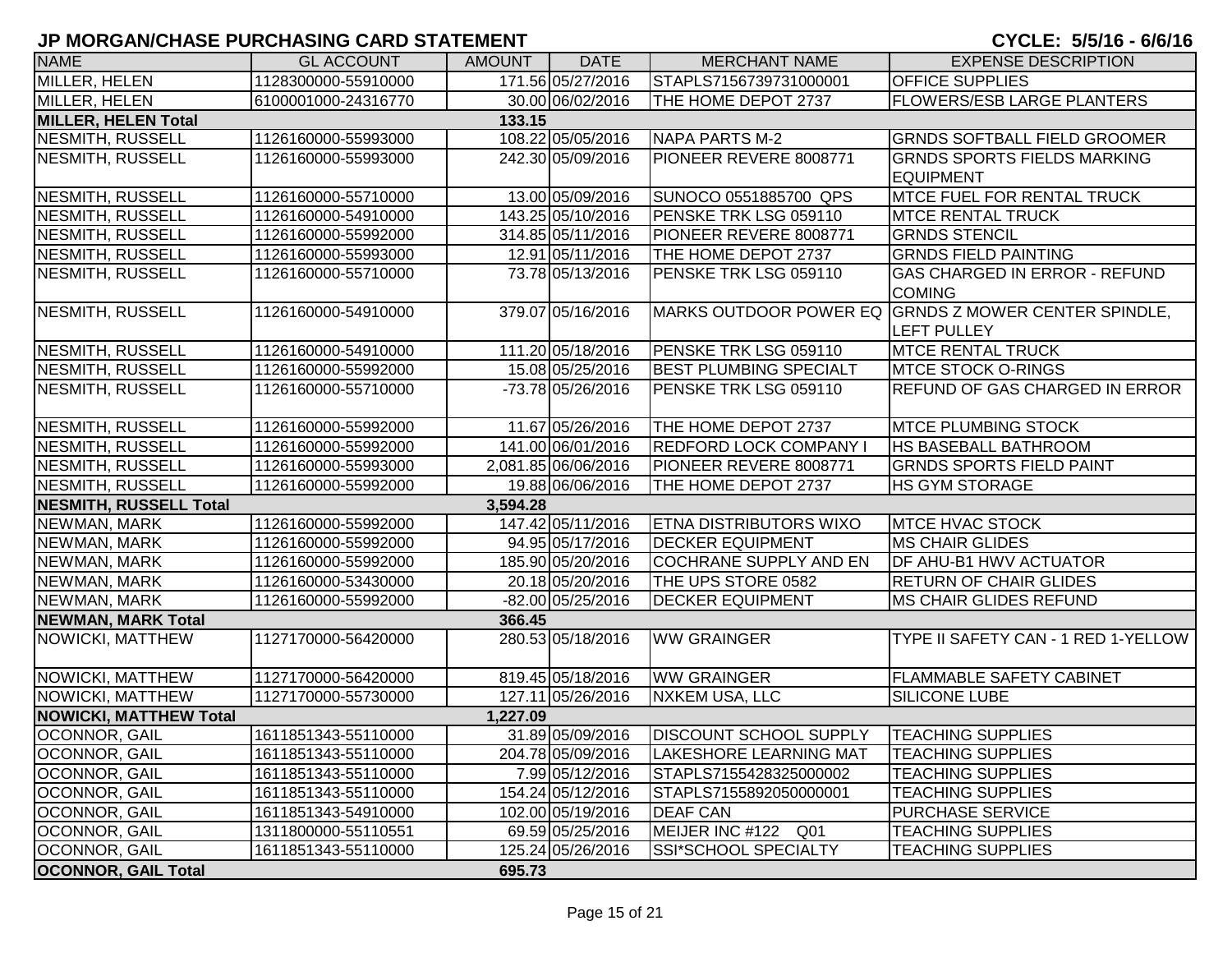# JP MORGAN/CHASE PURCHASING CARD STATEMENT

**CYCLE: 5/5/16 - 6/6/16**

| NAME | GL ACCOUNT | AMOUNT | DATE | MERCHANT NAME | EXPENSE DESCRIPTION |
|---|---|---|---|---|---|
| MILLER, HELEN | 1128300000-55910000 | 171.56 | 05/27/2016 | STAPLS7156739731000001 | OFFICE SUPPLIES |
| MILLER, HELEN | 6100001000-24316770 | 30.00 | 06/02/2016 | THE HOME DEPOT 2737 | FLOWERS/ESB LARGE PLANTERS |
| **MILLER, HELEN Total** | | **133.15** | | | |
| NESMITH, RUSSELL | 1126160000-55993000 | 108.22 | 05/05/2016 | NAPA PARTS M-2 | GRNDS SOFTBALL FIELD GROOMER |
| NESMITH, RUSSELL | 1126160000-55993000 | 242.30 | 05/09/2016 | PIONEER REVERE 8008771 | GRNDS SPORTS FIELDS MARKING EQUIPMENT |
| NESMITH, RUSSELL | 1126160000-55710000 | 13.00 | 05/09/2016 | SUNOCO 0551885700 QPS | MTCE FUEL FOR RENTAL TRUCK |
| NESMITH, RUSSELL | 1126160000-54910000 | 143.25 | 05/10/2016 | PENSKE TRK LSG 059110 | MTCE RENTAL TRUCK |
| NESMITH, RUSSELL | 1126160000-55992000 | 314.85 | 05/11/2016 | PIONEER REVERE 8008771 | GRNDS STENCIL |
| NESMITH, RUSSELL | 1126160000-55993000 | 12.91 | 05/11/2016 | THE HOME DEPOT 2737 | GRNDS FIELD PAINTING |
| NESMITH, RUSSELL | 1126160000-55710000 | 73.78 | 05/13/2016 | PENSKE TRK LSG 059110 | GAS CHARGED IN ERROR - REFUND COMING |
| NESMITH, RUSSELL | 1126160000-54910000 | 379.07 | 05/16/2016 | MARKS OUTDOOR POWER EQ | GRNDS Z MOWER CENTER SPINDLE, LEFT PULLEY |
| NESMITH, RUSSELL | 1126160000-54910000 | 111.20 | 05/18/2016 | PENSKE TRK LSG 059110 | MTCE RENTAL TRUCK |
| NESMITH, RUSSELL | 1126160000-55992000 | 15.08 | 05/25/2016 | BEST PLUMBING SPECIALT | MTCE STOCK O-RINGS |
| NESMITH, RUSSELL | 1126160000-55710000 | -73.78 | 05/26/2016 | PENSKE TRK LSG 059110 | REFUND OF GAS CHARGED IN ERROR |
| NESMITH, RUSSELL | 1126160000-55992000 | 11.67 | 05/26/2016 | THE HOME DEPOT 2737 | MTCE PLUMBING STOCK |
| NESMITH, RUSSELL | 1126160000-55992000 | 141.00 | 06/01/2016 | REDFORD LOCK COMPANY I | HS BASEBALL BATHROOM |
| NESMITH, RUSSELL | 1126160000-55993000 | 2,081.85 | 06/06/2016 | PIONEER REVERE 8008771 | GRNDS SPORTS FIELD PAINT |
| NESMITH, RUSSELL | 1126160000-55992000 | 19.88 | 06/06/2016 | THE HOME DEPOT 2737 | HS GYM STORAGE |
| **NESMITH, RUSSELL Total** | | **3,594.28** | | | |
| NEWMAN, MARK | 1126160000-55992000 | 147.42 | 05/11/2016 | ETNA DISTRIBUTORS WIXO | MTCE HVAC STOCK |
| NEWMAN, MARK | 1126160000-55992000 | 94.95 | 05/17/2016 | DECKER EQUIPMENT | MS CHAIR GLIDES |
| NEWMAN, MARK | 1126160000-55992000 | 185.90 | 05/20/2016 | COCHRANE SUPPLY AND EN | DF AHU-B1 HWV ACTUATOR |
| NEWMAN, MARK | 1126160000-53430000 | 20.18 | 05/20/2016 | THE UPS STORE 0582 | RETURN OF CHAIR GLIDES |
| NEWMAN, MARK | 1126160000-55992000 | -82.00 | 05/25/2016 | DECKER EQUIPMENT | MS CHAIR GLIDES REFUND |
| **NEWMAN, MARK Total** | | **366.45** | | | |
| NOWICKI, MATTHEW | 1127170000-56420000 | 280.53 | 05/18/2016 | WW GRAINGER | TYPE II SAFETY CAN - 1 RED 1-YELLOW |
| NOWICKI, MATTHEW | 1127170000-56420000 | 819.45 | 05/18/2016 | WW GRAINGER | FLAMMABLE SAFETY CABINET |
| NOWICKI, MATTHEW | 1127170000-55730000 | 127.11 | 05/26/2016 | NXKEM USA, LLC | SILICONE LUBE |
| **NOWICKI, MATTHEW Total** | | **1,227.09** | | | |
| OCONNOR, GAIL | 1611851343-55110000 | 31.89 | 05/09/2016 | DISCOUNT SCHOOL SUPPLY | TEACHING SUPPLIES |
| OCONNOR, GAIL | 1611851343-55110000 | 204.78 | 05/09/2016 | LAKESHORE LEARNING MAT | TEACHING SUPPLIES |
| OCONNOR, GAIL | 1611851343-55110000 | 7.99 | 05/12/2016 | STAPLS7155428325000002 | TEACHING SUPPLIES |
| OCONNOR, GAIL | 1611851343-55110000 | 154.24 | 05/12/2016 | STAPLS7155892050000001 | TEACHING SUPPLIES |
| OCONNOR, GAIL | 1611851343-54910000 | 102.00 | 05/19/2016 | DEAF CAN | PURCHASE SERVICE |
| OCONNOR, GAIL | 1311800000-55110551 | 69.59 | 05/25/2016 | MEIJER INC #122 Q01 | TEACHING SUPPLIES |
| OCONNOR, GAIL | 1611851343-55110000 | 125.24 | 05/26/2016 | SSI*SCHOOL SPECIALTY | TEACHING SUPPLIES |
| **OCONNOR, GAIL Total** | | **695.73** | | | |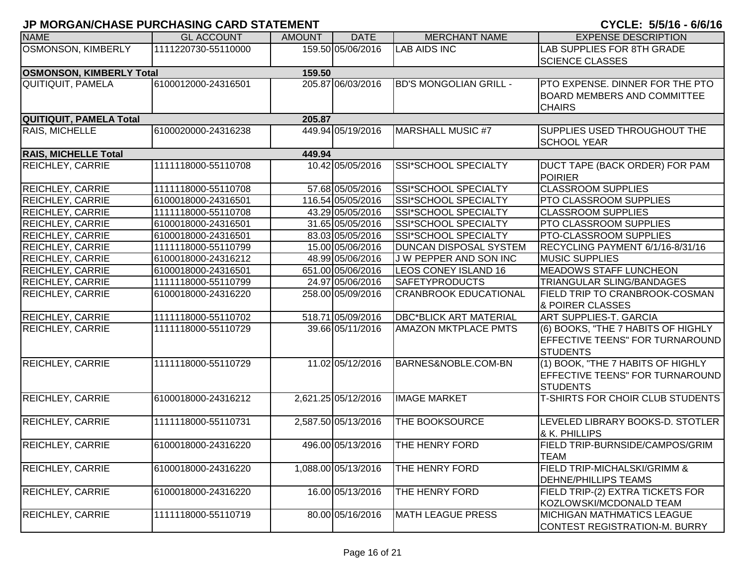# JP MORGAN/CHASE PURCHASING CARD STATEMENT

**CYCLE: 5/5/16 - 6/6/16**

| NAME | GL ACCOUNT | AMOUNT | DATE | MERCHANT NAME | EXPENSE DESCRIPTION |
|---|---|---|---|---|---|
| OSMONSON, KIMBERLY | 1111220730-55110000 | 159.50 | 05/06/2016 | LAB AIDS INC | LAB SUPPLIES FOR 8TH GRADE SCIENCE CLASSES |
| **OSMONSON, KIMBERLY Total** | | **159.50** | | | |
| QUITIQUIT, PAMELA | 6100012000-24316501 | 205.87 | 06/03/2016 | BD'S MONGOLIAN GRILL - | PTO EXPENSE. DINNER FOR THE PTO BOARD MEMBERS AND COMMITTEE CHAIRS |
| **QUITIQUIT, PAMELA Total** | | **205.87** | | | |
| RAIS, MICHELLE | 6100020000-24316238 | 449.94 | 05/19/2016 | MARSHALL MUSIC #7 | SUPPLIES USED THROUGHOUT THE SCHOOL YEAR |
| **RAIS, MICHELLE Total** | | **449.94** | | | |
| REICHLEY, CARRIE | 1111118000-55110708 | 10.42 | 05/05/2016 | SSI*SCHOOL SPECIALTY | DUCT TAPE (BACK ORDER) FOR PAM POIRIER |
| REICHLEY, CARRIE | 1111118000-55110708 | 57.68 | 05/05/2016 | SSI*SCHOOL SPECIALTY | CLASSROOM SUPPLIES |
| REICHLEY, CARRIE | 6100018000-24316501 | 116.54 | 05/05/2016 | SSI*SCHOOL SPECIALTY | PTO CLASSROOM SUPPLIES |
| REICHLEY, CARRIE | 1111118000-55110708 | 43.29 | 05/05/2016 | SSI*SCHOOL SPECIALTY | CLASSROOM SUPPLIES |
| REICHLEY, CARRIE | 6100018000-24316501 | 31.65 | 05/05/2016 | SSI*SCHOOL SPECIALTY | PTO CLASSROOM SUPPLIES |
| REICHLEY, CARRIE | 6100018000-24316501 | 83.03 | 05/05/2016 | SSI*SCHOOL SPECIALTY | PTO-CLASSROOM SUPPLIES |
| REICHLEY, CARRIE | 1111118000-55110799 | 15.00 | 05/06/2016 | DUNCAN DISPOSAL SYSTEM | RECYCLING PAYMENT 6/1/16-8/31/16 |
| REICHLEY, CARRIE | 6100018000-24316212 | 48.99 | 05/06/2016 | J W PEPPER AND SON INC | MUSIC SUPPLIES |
| REICHLEY, CARRIE | 6100018000-24316501 | 651.00 | 05/06/2016 | LEOS CONEY ISLAND 16 | MEADOWS STAFF LUNCHEON |
| REICHLEY, CARRIE | 1111118000-55110799 | 24.97 | 05/06/2016 | SAFETYPRODUCTS | TRIANGULAR SLING/BANDAGES |
| REICHLEY, CARRIE | 6100018000-24316220 | 258.00 | 05/09/2016 | CRANBROOK EDUCATIONAL | FIELD TRIP TO CRANBROOK-COSMAN & POIRER CLASSES |
| REICHLEY, CARRIE | 1111118000-55110702 | 518.71 | 05/09/2016 | DBC*BLICK ART MATERIAL | ART SUPPLIES-T. GARCIA |
| REICHLEY, CARRIE | 1111118000-55110729 | 39.66 | 05/11/2016 | AMAZON MKTPLACE PMTS | (6) BOOKS, "THE 7 HABITS OF HIGHLY EFFECTIVE TEENS" FOR TURNAROUND STUDENTS |
| REICHLEY, CARRIE | 1111118000-55110729 | 11.02 | 05/12/2016 | BARNES&NOBLE.COM-BN | (1) BOOK, "THE 7 HABITS OF HIGHLY EFFECTIVE TEENS" FOR TURNAROUND STUDENTS |
| REICHLEY, CARRIE | 6100018000-24316212 | 2,621.25 | 05/12/2016 | IMAGE MARKET | T-SHIRTS FOR CHOIR CLUB STUDENTS |
| REICHLEY, CARRIE | 1111118000-55110731 | 2,587.50 | 05/13/2016 | THE BOOKSOURCE | LEVELED LIBRARY BOOKS-D. STOTLER & K. PHILLIPS |
| REICHLEY, CARRIE | 6100018000-24316220 | 496.00 | 05/13/2016 | THE HENRY FORD | FIELD TRIP-BURNSIDE/CAMPOS/GRIM TEAM |
| REICHLEY, CARRIE | 6100018000-24316220 | 1,088.00 | 05/13/2016 | THE HENRY FORD | FIELD TRIP-MICHALSKI/GRIMM & DEHNE/PHILLIPS TEAMS |
| REICHLEY, CARRIE | 6100018000-24316220 | 16.00 | 05/13/2016 | THE HENRY FORD | FIELD TRIP-(2) EXTRA TICKETS FOR KOZLOWSKI/MCDONALD TEAM |
| REICHLEY, CARRIE | 1111118000-55110719 | 80.00 | 05/16/2016 | MATH LEAGUE PRESS | MICHIGAN MATHMATICS LEAGUE CONTEST REGISTRATION-M. BURRY |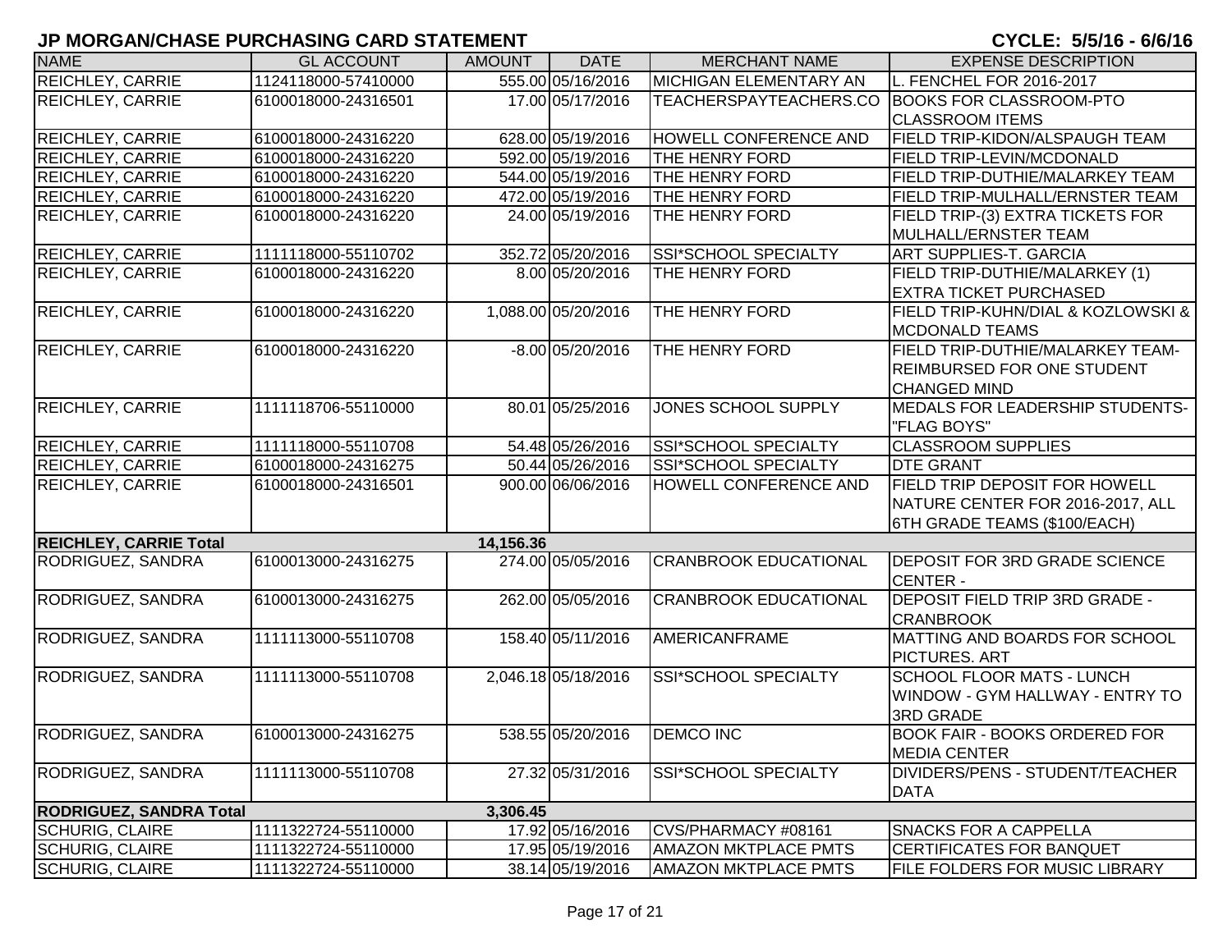# JP MORGAN/CHASE PURCHASING CARD STATEMENT

**CYCLE: 5/5/16 - 6/6/16**

| NAME | GL ACCOUNT | AMOUNT | DATE | MERCHANT NAME | EXPENSE DESCRIPTION |
|---|---|---|---|---|---|
| REICHLEY, CARRIE | 1124118000-57410000 | 555.00 | 05/16/2016 | MICHIGAN ELEMENTARY AN | L. FENCHEL FOR 2016-2017 |
| REICHLEY, CARRIE | 6100018000-24316501 | 17.00 | 05/17/2016 | TEACHERSPAYTEACHERS.CO | BOOKS FOR CLASSROOM-PTO CLASSROOM ITEMS |
| REICHLEY, CARRIE | 6100018000-24316220 | 628.00 | 05/19/2016 | HOWELL CONFERENCE AND | FIELD TRIP-KIDON/ALSPAUGH TEAM |
| REICHLEY, CARRIE | 6100018000-24316220 | 592.00 | 05/19/2016 | THE HENRY FORD | FIELD TRIP-LEVIN/MCDONALD |
| REICHLEY, CARRIE | 6100018000-24316220 | 544.00 | 05/19/2016 | THE HENRY FORD | FIELD TRIP-DUTHIE/MALARKEY TEAM |
| REICHLEY, CARRIE | 6100018000-24316220 | 472.00 | 05/19/2016 | THE HENRY FORD | FIELD TRIP-MULHALL/ERNSTER TEAM |
| REICHLEY, CARRIE | 6100018000-24316220 | 24.00 | 05/19/2016 | THE HENRY FORD | FIELD TRIP-(3) EXTRA TICKETS FOR MULHALL/ERNSTER TEAM |
| REICHLEY, CARRIE | 1111118000-55110702 | 352.72 | 05/20/2016 | SSI*SCHOOL SPECIALTY | ART SUPPLIES-T. GARCIA |
| REICHLEY, CARRIE | 6100018000-24316220 | 8.00 | 05/20/2016 | THE HENRY FORD | FIELD TRIP-DUTHIE/MALARKEY (1) EXTRA TICKET PURCHASED |
| REICHLEY, CARRIE | 6100018000-24316220 | 1,088.00 | 05/20/2016 | THE HENRY FORD | FIELD TRIP-KUHN/DIAL & KOZLOWSKI & MCDONALD TEAMS |
| REICHLEY, CARRIE | 6100018000-24316220 | -8.00 | 05/20/2016 | THE HENRY FORD | FIELD TRIP-DUTHIE/MALARKEY TEAM-REIMBURSED FOR ONE STUDENT CHANGED MIND |
| REICHLEY, CARRIE | 1111118706-55110000 | 80.01 | 05/25/2016 | JONES SCHOOL SUPPLY | MEDALS FOR LEADERSHIP STUDENTS-"FLAG BOYS" |
| REICHLEY, CARRIE | 1111118000-55110708 | 54.48 | 05/26/2016 | SSI*SCHOOL SPECIALTY | CLASSROOM SUPPLIES |
| REICHLEY, CARRIE | 6100018000-24316275 | 50.44 | 05/26/2016 | SSI*SCHOOL SPECIALTY | DTE GRANT |
| REICHLEY, CARRIE | 6100018000-24316501 | 900.00 | 06/06/2016 | HOWELL CONFERENCE AND | FIELD TRIP DEPOSIT FOR HOWELL NATURE CENTER FOR 2016-2017, ALL 6TH GRADE TEAMS ($100/EACH) |
| **REICHLEY, CARRIE Total** | | **14,156.36** | | | |
| RODRIGUEZ, SANDRA | 6100013000-24316275 | 274.00 | 05/05/2016 | CRANBROOK EDUCATIONAL | DEPOSIT FOR 3RD GRADE SCIENCE CENTER - |
| RODRIGUEZ, SANDRA | 6100013000-24316275 | 262.00 | 05/05/2016 | CRANBROOK EDUCATIONAL | DEPOSIT FIELD TRIP 3RD GRADE - CRANBROOK |
| RODRIGUEZ, SANDRA | 1111113000-55110708 | 158.40 | 05/11/2016 | AMERICANFRAME | MATTING AND BOARDS FOR SCHOOL PICTURES. ART |
| RODRIGUEZ, SANDRA | 1111113000-55110708 | 2,046.18 | 05/18/2016 | SSI*SCHOOL SPECIALTY | SCHOOL FLOOR MATS - LUNCH WINDOW - GYM HALLWAY - ENTRY TO 3RD GRADE |
| RODRIGUEZ, SANDRA | 6100013000-24316275 | 538.55 | 05/20/2016 | DEMCO INC | BOOK FAIR - BOOKS ORDERED FOR MEDIA CENTER |
| RODRIGUEZ, SANDRA | 1111113000-55110708 | 27.32 | 05/31/2016 | SSI*SCHOOL SPECIALTY | DIVIDERS/PENS - STUDENT/TEACHER DATA |
| **RODRIGUEZ, SANDRA Total** | | **3,306.45** | | | |
| SCHURIG, CLAIRE | 1111322724-55110000 | 17.92 | 05/16/2016 | CVS/PHARMACY #08161 | SNACKS FOR A CAPPELLA |
| SCHURIG, CLAIRE | 1111322724-55110000 | 17.95 | 05/19/2016 | AMAZON MKTPLACE PMTS | CERTIFICATES FOR BANQUET |
| SCHURIG, CLAIRE | 1111322724-55110000 | 38.14 | 05/19/2016 | AMAZON MKTPLACE PMTS | FILE FOLDERS FOR MUSIC LIBRARY |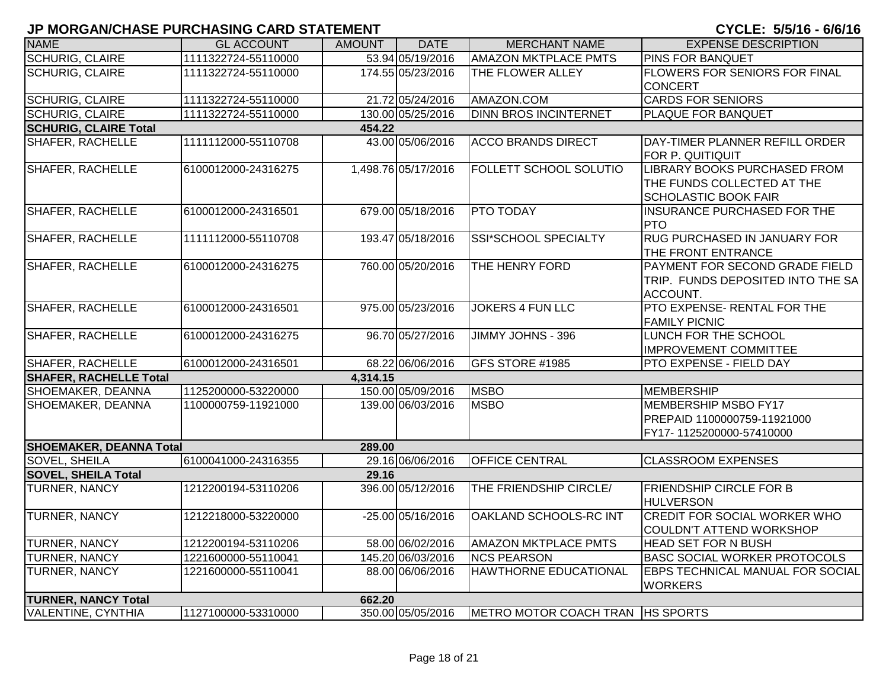## JP MORGAN/CHASE PURCHASING CARD STATEMENT

**CYCLE: 5/5/16 - 6/6/16**

| NAME | GL ACCOUNT | AMOUNT | DATE | MERCHANT NAME | EXPENSE DESCRIPTION |
|---|---|---|---|---|---|
| SCHURIG, CLAIRE | 1111322724-55110000 | 53.94 | 05/19/2016 | AMAZON MKTPLACE PMTS | PINS FOR BANQUET |
| SCHURIG, CLAIRE | 1111322724-55110000 | 174.55 | 05/23/2016 | THE FLOWER ALLEY | FLOWERS FOR SENIORS FOR FINAL CONCERT |
| SCHURIG, CLAIRE | 1111322724-55110000 | 21.72 | 05/24/2016 | AMAZON.COM | CARDS FOR SENIORS |
| SCHURIG, CLAIRE | 1111322724-55110000 | 130.00 | 05/25/2016 | DINN BROS INCINTERNET | PLAQUE FOR BANQUET |
| **SCHURIG, CLAIRE Total** | | **454.22** | | | |
| SHAFER, RACHELLE | 1111112000-55110708 | 43.00 | 05/06/2016 | ACCO BRANDS DIRECT | DAY-TIMER PLANNER REFILL ORDER FOR P. QUITIQUIT |
| SHAFER, RACHELLE | 6100012000-24316275 | 1,498.76 | 05/17/2016 | FOLLETT SCHOOL SOLUTIO | LIBRARY BOOKS PURCHASED FROM THE FUNDS COLLECTED AT THE SCHOLASTIC BOOK FAIR |
| SHAFER, RACHELLE | 6100012000-24316501 | 679.00 | 05/18/2016 | PTO TODAY | INSURANCE PURCHASED FOR THE PTO |
| SHAFER, RACHELLE | 1111112000-55110708 | 193.47 | 05/18/2016 | SSI*SCHOOL SPECIALTY | RUG PURCHASED IN JANUARY FOR THE FRONT ENTRANCE |
| SHAFER, RACHELLE | 6100012000-24316275 | 760.00 | 05/20/2016 | THE HENRY FORD | PAYMENT FOR SECOND GRADE FIELD TRIP. FUNDS DEPOSITED INTO THE SA ACCOUNT. |
| SHAFER, RACHELLE | 6100012000-24316501 | 975.00 | 05/23/2016 | JOKERS 4 FUN LLC | PTO EXPENSE- RENTAL FOR THE FAMILY PICNIC |
| SHAFER, RACHELLE | 6100012000-24316275 | 96.70 | 05/27/2016 | JIMMY JOHNS - 396 | LUNCH FOR THE SCHOOL IMPROVEMENT COMMITTEE |
| SHAFER, RACHELLE | 6100012000-24316501 | 68.22 | 06/06/2016 | GFS STORE #1985 | PTO EXPENSE - FIELD DAY |
| **SHAFER, RACHELLE Total** | | **4,314.15** | | | |
| SHOEMAKER, DEANNA | 1125200000-53220000 | 150.00 | 05/09/2016 | MSBO | MEMBERSHIP |
| SHOEMAKER, DEANNA | 1100000759-11921000 | 139.00 | 06/03/2016 | MSBO | MEMBERSHIP MSBO FY17 PREPAID 1100000759-11921000 FY17- 1125200000-57410000 |
| **SHOEMAKER, DEANNA Total** | | **289.00** | | | |
| SOVEL, SHEILA | 6100041000-24316355 | 29.16 | 06/06/2016 | OFFICE CENTRAL | CLASSROOM EXPENSES |
| **SOVEL, SHEILA Total** | | **29.16** | | | |
| TURNER, NANCY | 1212200194-53110206 | 396.00 | 05/12/2016 | THE FRIENDSHIP CIRCLE/ | FRIENDSHIP CIRCLE FOR B HULVERSON |
| TURNER, NANCY | 1212218000-53220000 | -25.00 | 05/16/2016 | OAKLAND SCHOOLS-RC INT | CREDIT FOR SOCIAL WORKER WHO COULDN'T ATTEND WORKSHOP |
| TURNER, NANCY | 1212200194-53110206 | 58.00 | 06/02/2016 | AMAZON MKTPLACE PMTS | HEAD SET FOR N BUSH |
| TURNER, NANCY | 1221600000-55110041 | 145.20 | 06/03/2016 | NCS PEARSON | BASC SOCIAL WORKER PROTOCOLS |
| TURNER, NANCY | 1221600000-55110041 | 88.00 | 06/06/2016 | HAWTHORNE EDUCATIONAL | EBPS TECHNICAL MANUAL FOR SOCIAL WORKERS |
| **TURNER, NANCY Total** | | **662.20** | | | |
| VALENTINE, CYNTHIA | 1127100000-53310000 | 350.00 | 05/05/2016 | METRO MOTOR COACH TRAN | HS SPORTS |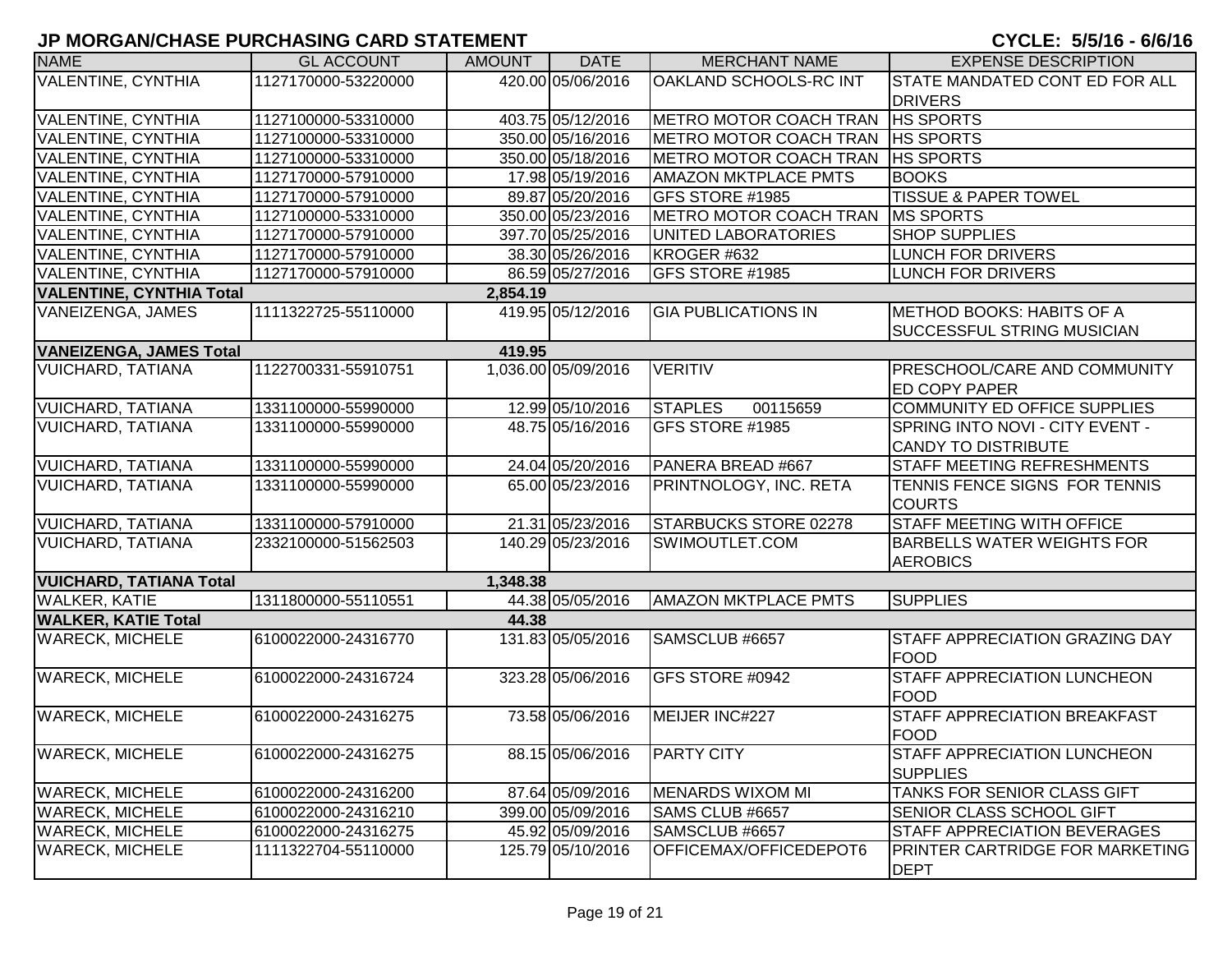# JP MORGAN/CHASE PURCHASING CARD STATEMENT

**CYCLE: 5/5/16 - 6/6/16**

| NAME | GL ACCOUNT | AMOUNT | DATE | MERCHANT NAME | EXPENSE DESCRIPTION |
|---|---|---|---|---|---|
| VALENTINE, CYNTHIA | 1127170000-53220000 | 420.00 | 05/06/2016 | OAKLAND SCHOOLS-RC INT | STATE MANDATED CONT ED FOR ALL DRIVERS |
| VALENTINE, CYNTHIA | 1127100000-53310000 | 403.75 | 05/12/2016 | METRO MOTOR COACH TRAN | HS SPORTS |
| VALENTINE, CYNTHIA | 1127100000-53310000 | 350.00 | 05/16/2016 | METRO MOTOR COACH TRAN | HS SPORTS |
| VALENTINE, CYNTHIA | 1127100000-53310000 | 350.00 | 05/18/2016 | METRO MOTOR COACH TRAN | HS SPORTS |
| VALENTINE, CYNTHIA | 1127170000-57910000 | 17.98 | 05/19/2016 | AMAZON MKTPLACE PMTS | BOOKS |
| VALENTINE, CYNTHIA | 1127170000-57910000 | 89.87 | 05/20/2016 | GFS STORE #1985 | TISSUE & PAPER TOWEL |
| VALENTINE, CYNTHIA | 1127100000-53310000 | 350.00 | 05/23/2016 | METRO MOTOR COACH TRAN | MS SPORTS |
| VALENTINE, CYNTHIA | 1127170000-57910000 | 397.70 | 05/25/2016 | UNITED LABORATORIES | SHOP SUPPLIES |
| VALENTINE, CYNTHIA | 1127170000-57910000 | 38.30 | 05/26/2016 | KROGER #632 | LUNCH FOR DRIVERS |
| VALENTINE, CYNTHIA | 1127170000-57910000 | 86.59 | 05/27/2016 | GFS STORE #1985 | LUNCH FOR DRIVERS |
| **VALENTINE, CYNTHIA Total** | | **2,854.19** | | | |
| VANEIZENGA, JAMES | 1111322725-55110000 | 419.95 | 05/12/2016 | GIA PUBLICATIONS IN | METHOD BOOKS: HABITS OF A SUCCESSFUL STRING MUSICIAN |
| **VANEIZENGA, JAMES Total** | | **419.95** | | | |
| VUICHARD, TATIANA | 1122700331-55910751 | 1,036.00 | 05/09/2016 | VERITIV | PRESCHOOL/CARE AND COMMUNITY ED COPY PAPER |
| VUICHARD, TATIANA | 1331100000-55990000 | 12.99 | 05/10/2016 | STAPLES 00115659 | COMMUNITY ED OFFICE SUPPLIES |
| VUICHARD, TATIANA | 1331100000-55990000 | 48.75 | 05/16/2016 | GFS STORE #1985 | SPRING INTO NOVI - CITY EVENT - CANDY TO DISTRIBUTE |
| VUICHARD, TATIANA | 1331100000-55990000 | 24.04 | 05/20/2016 | PANERA BREAD #667 | STAFF MEETING REFRESHMENTS |
| VUICHARD, TATIANA | 1331100000-55990000 | 65.00 | 05/23/2016 | PRINTNOLOGY, INC. RETA | TENNIS FENCE SIGNS FOR TENNIS COURTS |
| VUICHARD, TATIANA | 1331100000-57910000 | 21.31 | 05/23/2016 | STARBUCKS STORE 02278 | STAFF MEETING WITH OFFICE |
| VUICHARD, TATIANA | 2332100000-51562503 | 140.29 | 05/23/2016 | SWIMOUTLET.COM | BARBELLS WATER WEIGHTS FOR AEROBICS |
| **VUICHARD, TATIANA Total** | | **1,348.38** | | | |
| WALKER, KATIE | 1311800000-55110551 | 44.38 | 05/05/2016 | AMAZON MKTPLACE PMTS | SUPPLIES |
| **WALKER, KATIE Total** | | **44.38** | | | |
| WARECK, MICHELE | 6100022000-24316770 | 131.83 | 05/05/2016 | SAMSCLUB #6657 | STAFF APPRECIATION GRAZING DAY FOOD |
| WARECK, MICHELE | 6100022000-24316724 | 323.28 | 05/06/2016 | GFS STORE #0942 | STAFF APPRECIATION LUNCHEON FOOD |
| WARECK, MICHELE | 6100022000-24316275 | 73.58 | 05/06/2016 | MEIJER INC#227 | STAFF APPRECIATION BREAKFAST FOOD |
| WARECK, MICHELE | 6100022000-24316275 | 88.15 | 05/06/2016 | PARTY CITY | STAFF APPRECIATION LUNCHEON SUPPLIES |
| WARECK, MICHELE | 6100022000-24316200 | 87.64 | 05/09/2016 | MENARDS WIXOM MI | TANKS FOR SENIOR CLASS GIFT |
| WARECK, MICHELE | 6100022000-24316210 | 399.00 | 05/09/2016 | SAMS CLUB #6657 | SENIOR CLASS SCHOOL GIFT |
| WARECK, MICHELE | 6100022000-24316275 | 45.92 | 05/09/2016 | SAMSCLUB #6657 | STAFF APPRECIATION BEVERAGES |
| WARECK, MICHELE | 1111322704-55110000 | 125.79 | 05/10/2016 | OFFICEMAX/OFFICEDEPOT6 | PRINTER CARTRIDGE FOR MARKETING DEPT |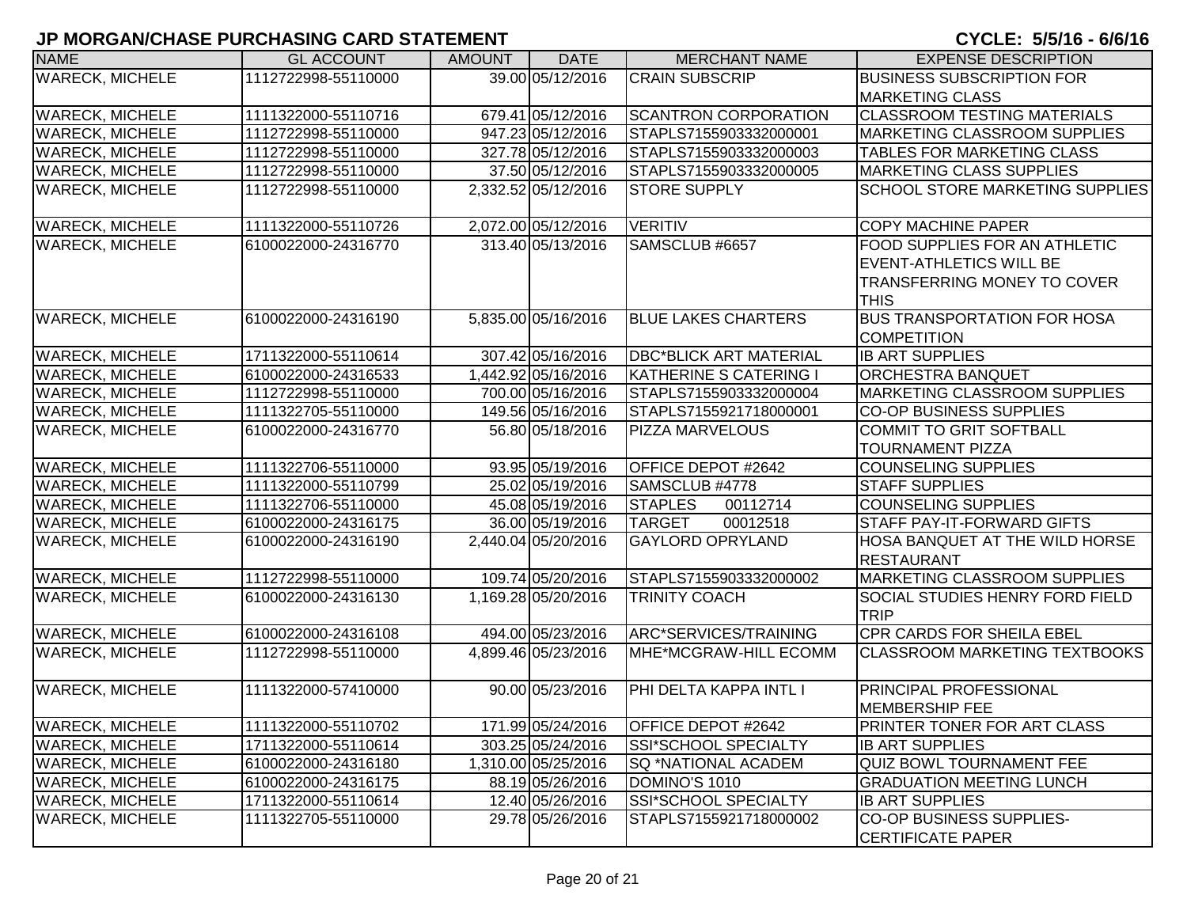# JP MORGAN/CHASE PURCHASING CARD STATEMENT

**CYCLE: 5/5/16 - 6/6/16**

| NAME | GL ACCOUNT | AMOUNT | DATE | MERCHANT NAME | EXPENSE DESCRIPTION |
|---|---|---|---|---|---|
| WARECK, MICHELE | 1112722998-55110000 | 39.00 | 05/12/2016 | CRAIN SUBSCRIP | BUSINESS SUBSCRIPTION FOR MARKETING CLASS |
| WARECK, MICHELE | 1111322000-55110716 | 679.41 | 05/12/2016 | SCANTRON CORPORATION | CLASSROOM TESTING MATERIALS |
| WARECK, MICHELE | 1112722998-55110000 | 947.23 | 05/12/2016 | STAPLS7155903332000001 | MARKETING CLASSROOM SUPPLIES |
| WARECK, MICHELE | 1112722998-55110000 | 327.78 | 05/12/2016 | STAPLS7155903332000003 | TABLES FOR MARKETING CLASS |
| WARECK, MICHELE | 1112722998-55110000 | 37.50 | 05/12/2016 | STAPLS7155903332000005 | MARKETING CLASS SUPPLIES |
| WARECK, MICHELE | 1112722998-55110000 | 2,332.52 | 05/12/2016 | STORE SUPPLY | SCHOOL STORE MARKETING SUPPLIES |
| WARECK, MICHELE | 1111322000-55110726 | 2,072.00 | 05/12/2016 | VERITIV | COPY MACHINE PAPER |
| WARECK, MICHELE | 6100022000-24316770 | 313.40 | 05/13/2016 | SAMSCLUB #6657 | FOOD SUPPLIES FOR AN ATHLETIC EVENT-ATHLETICS WILL BE TRANSFERRING MONEY TO COVER THIS |
| WARECK, MICHELE | 6100022000-24316190 | 5,835.00 | 05/16/2016 | BLUE LAKES CHARTERS | BUS TRANSPORTATION FOR HOSA COMPETITION |
| WARECK, MICHELE | 1711322000-55110614 | 307.42 | 05/16/2016 | DBC*BLICK ART MATERIAL | IB ART SUPPLIES |
| WARECK, MICHELE | 6100022000-24316533 | 1,442.92 | 05/16/2016 | KATHERINE S CATERING I | ORCHESTRA BANQUET |
| WARECK, MICHELE | 1112722998-55110000 | 700.00 | 05/16/2016 | STAPLS7155903332000004 | MARKETING CLASSROOM SUPPLIES |
| WARECK, MICHELE | 1111322705-55110000 | 149.56 | 05/16/2016 | STAPLS7155921718000001 | CO-OP BUSINESS SUPPLIES |
| WARECK, MICHELE | 6100022000-24316770 | 56.80 | 05/18/2016 | PIZZA MARVELOUS | COMMIT TO GRIT SOFTBALL TOURNAMENT PIZZA |
| WARECK, MICHELE | 1111322706-55110000 | 93.95 | 05/19/2016 | OFFICE DEPOT #2642 | COUNSELING SUPPLIES |
| WARECK, MICHELE | 1111322000-55110799 | 25.02 | 05/19/2016 | SAMSCLUB #4778 | STAFF SUPPLIES |
| WARECK, MICHELE | 1111322706-55110000 | 45.08 | 05/19/2016 | STAPLES 00112714 | COUNSELING SUPPLIES |
| WARECK, MICHELE | 6100022000-24316175 | 36.00 | 05/19/2016 | TARGET 00012518 | STAFF PAY-IT-FORWARD GIFTS |
| WARECK, MICHELE | 6100022000-24316190 | 2,440.04 | 05/20/2016 | GAYLORD OPRYLAND | HOSA BANQUET AT THE WILD HORSE RESTAURANT |
| WARECK, MICHELE | 1112722998-55110000 | 109.74 | 05/20/2016 | STAPLS7155903332000002 | MARKETING CLASSROOM SUPPLIES |
| WARECK, MICHELE | 6100022000-24316130 | 1,169.28 | 05/20/2016 | TRINITY COACH | SOCIAL STUDIES HENRY FORD FIELD TRIP |
| WARECK, MICHELE | 6100022000-24316108 | 494.00 | 05/23/2016 | ARC*SERVICES/TRAINING | CPR CARDS FOR SHEILA EBEL |
| WARECK, MICHELE | 1112722998-55110000 | 4,899.46 | 05/23/2016 | MHE*MCGRAW-HILL ECOMM | CLASSROOM MARKETING TEXTBOOKS |
| WARECK, MICHELE | 1111322000-57410000 | 90.00 | 05/23/2016 | PHI DELTA KAPPA INTL I | PRINCIPAL PROFESSIONAL MEMBERSHIP FEE |
| WARECK, MICHELE | 1111322000-55110702 | 171.99 | 05/24/2016 | OFFICE DEPOT #2642 | PRINTER TONER FOR ART CLASS |
| WARECK, MICHELE | 1711322000-55110614 | 303.25 | 05/24/2016 | SSI*SCHOOL SPECIALTY | IB ART SUPPLIES |
| WARECK, MICHELE | 6100022000-24316180 | 1,310.00 | 05/25/2016 | SQ *NATIONAL ACADEM | QUIZ BOWL TOURNAMENT FEE |
| WARECK, MICHELE | 6100022000-24316175 | 88.19 | 05/26/2016 | DOMINO'S 1010 | GRADUATION MEETING LUNCH |
| WARECK, MICHELE | 1711322000-55110614 | 12.40 | 05/26/2016 | SSI*SCHOOL SPECIALTY | IB ART SUPPLIES |
| WARECK, MICHELE | 1111322705-55110000 | 29.78 | 05/26/2016 | STAPLS7155921718000002 | CO-OP BUSINESS SUPPLIES-CERTIFICATE PAPER |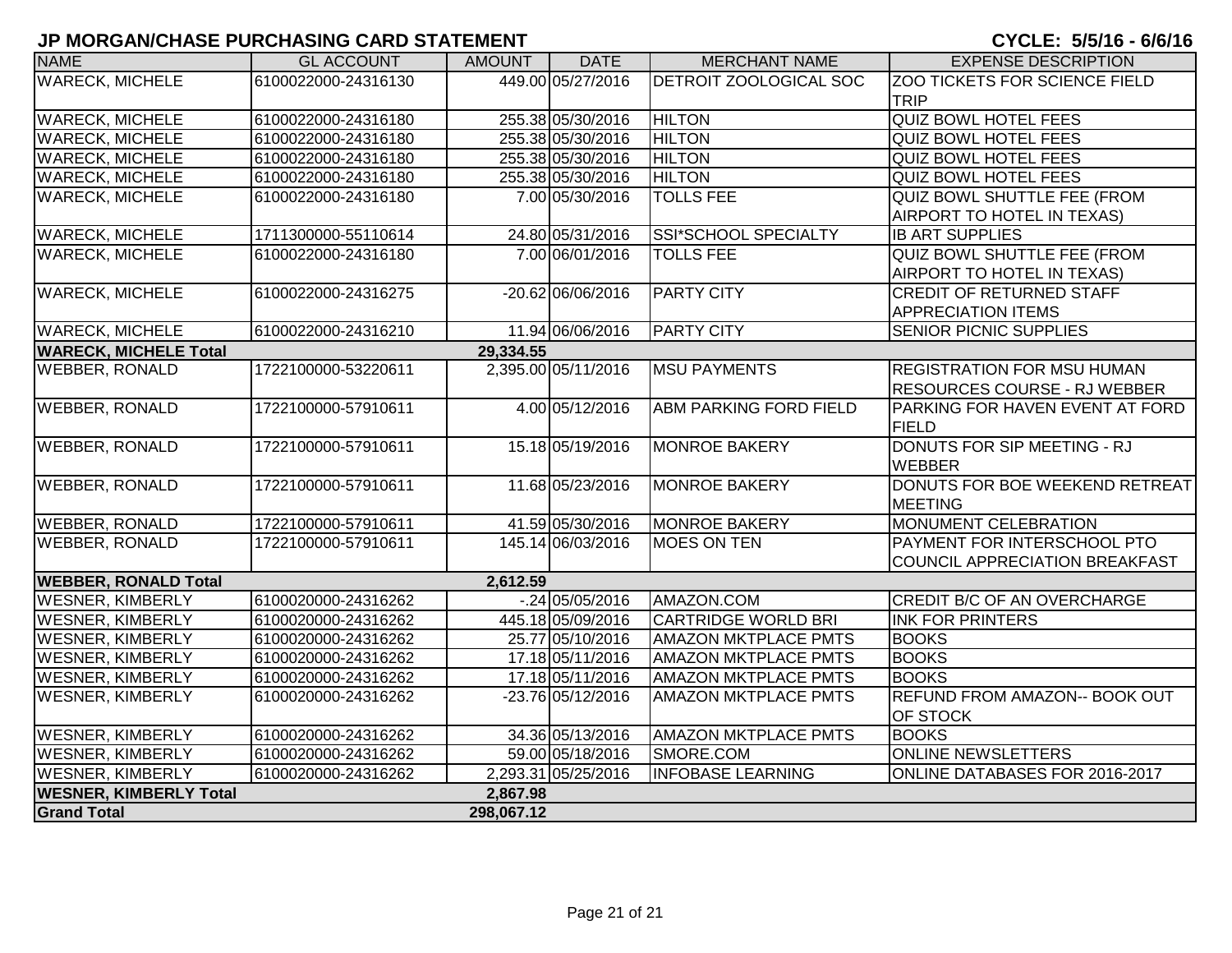## JP MORGAN/CHASE PURCHASING CARD STATEMENT

**CYCLE: 5/5/16 - 6/6/16**

| NAME | GL ACCOUNT | AMOUNT | DATE | MERCHANT NAME | EXPENSE DESCRIPTION |
|---|---|---|---|---|---|
| WARECK, MICHELE | 6100022000-24316130 | 449.00 | 05/27/2016 | DETROIT ZOOLOGICAL SOC | ZOO TICKETS FOR SCIENCE FIELD TRIP |
| WARECK, MICHELE | 6100022000-24316180 | 255.38 | 05/30/2016 | HILTON | QUIZ BOWL HOTEL FEES |
| WARECK, MICHELE | 6100022000-24316180 | 255.38 | 05/30/2016 | HILTON | QUIZ BOWL HOTEL FEES |
| WARECK, MICHELE | 6100022000-24316180 | 255.38 | 05/30/2016 | HILTON | QUIZ BOWL HOTEL FEES |
| WARECK, MICHELE | 6100022000-24316180 | 255.38 | 05/30/2016 | HILTON | QUIZ BOWL HOTEL FEES |
| WARECK, MICHELE | 6100022000-24316180 | 7.00 | 05/30/2016 | TOLLS FEE | QUIZ BOWL SHUTTLE FEE (FROM AIRPORT TO HOTEL IN TEXAS) |
| WARECK, MICHELE | 1711300000-55110614 | 24.80 | 05/31/2016 | SSI*SCHOOL SPECIALTY | IB ART SUPPLIES |
| WARECK, MICHELE | 6100022000-24316180 | 7.00 | 06/01/2016 | TOLLS FEE | QUIZ BOWL SHUTTLE FEE (FROM AIRPORT TO HOTEL IN TEXAS) |
| WARECK, MICHELE | 6100022000-24316275 | -20.62 | 06/06/2016 | PARTY CITY | CREDIT OF RETURNED STAFF APPRECIATION ITEMS |
| WARECK, MICHELE | 6100022000-24316210 | 11.94 | 06/06/2016 | PARTY CITY | SENIOR PICNIC SUPPLIES |
| **WARECK, MICHELE Total** | | **29,334.55** | | | |
| WEBBER, RONALD | 1722100000-53220611 | 2,395.00 | 05/11/2016 | MSU PAYMENTS | REGISTRATION FOR MSU HUMAN RESOURCES COURSE - RJ WEBBER |
| WEBBER, RONALD | 1722100000-57910611 | 4.00 | 05/12/2016 | ABM PARKING FORD FIELD | PARKING FOR HAVEN EVENT AT FORD FIELD |
| WEBBER, RONALD | 1722100000-57910611 | 15.18 | 05/19/2016 | MONROE BAKERY | DONUTS FOR SIP MEETING - RJ WEBBER |
| WEBBER, RONALD | 1722100000-57910611 | 11.68 | 05/23/2016 | MONROE BAKERY | DONUTS FOR BOE WEEKEND RETREAT MEETING |
| WEBBER, RONALD | 1722100000-57910611 | 41.59 | 05/30/2016 | MONROE BAKERY | MONUMENT CELEBRATION |
| WEBBER, RONALD | 1722100000-57910611 | 145.14 | 06/03/2016 | MOES ON TEN | PAYMENT FOR INTERSCHOOL PTO COUNCIL APPRECIATION BREAKFAST |
| **WEBBER, RONALD Total** | | **2,612.59** | | | |
| WESNER, KIMBERLY | 6100020000-24316262 | -.24 | 05/05/2016 | AMAZON.COM | CREDIT B/C OF AN OVERCHARGE |
| WESNER, KIMBERLY | 6100020000-24316262 | 445.18 | 05/09/2016 | CARTRIDGE WORLD BRI | INK FOR PRINTERS |
| WESNER, KIMBERLY | 6100020000-24316262 | 25.77 | 05/10/2016 | AMAZON MKTPLACE PMTS | BOOKS |
| WESNER, KIMBERLY | 6100020000-24316262 | 17.18 | 05/11/2016 | AMAZON MKTPLACE PMTS | BOOKS |
| WESNER, KIMBERLY | 6100020000-24316262 | 17.18 | 05/11/2016 | AMAZON MKTPLACE PMTS | BOOKS |
| WESNER, KIMBERLY | 6100020000-24316262 | -23.76 | 05/12/2016 | AMAZON MKTPLACE PMTS | REFUND FROM AMAZON-- BOOK OUT OF STOCK |
| WESNER, KIMBERLY | 6100020000-24316262 | 34.36 | 05/13/2016 | AMAZON MKTPLACE PMTS | BOOKS |
| WESNER, KIMBERLY | 6100020000-24316262 | 59.00 | 05/18/2016 | SMORE.COM | ONLINE NEWSLETTERS |
| WESNER, KIMBERLY | 6100020000-24316262 | 2,293.31 | 05/25/2016 | INFOBASE LEARNING | ONLINE DATABASES FOR 2016-2017 |
| **WESNER, KIMBERLY Total** | | **2,867.98** | | | |
| **Grand Total** | | **298,067.12** | | | |